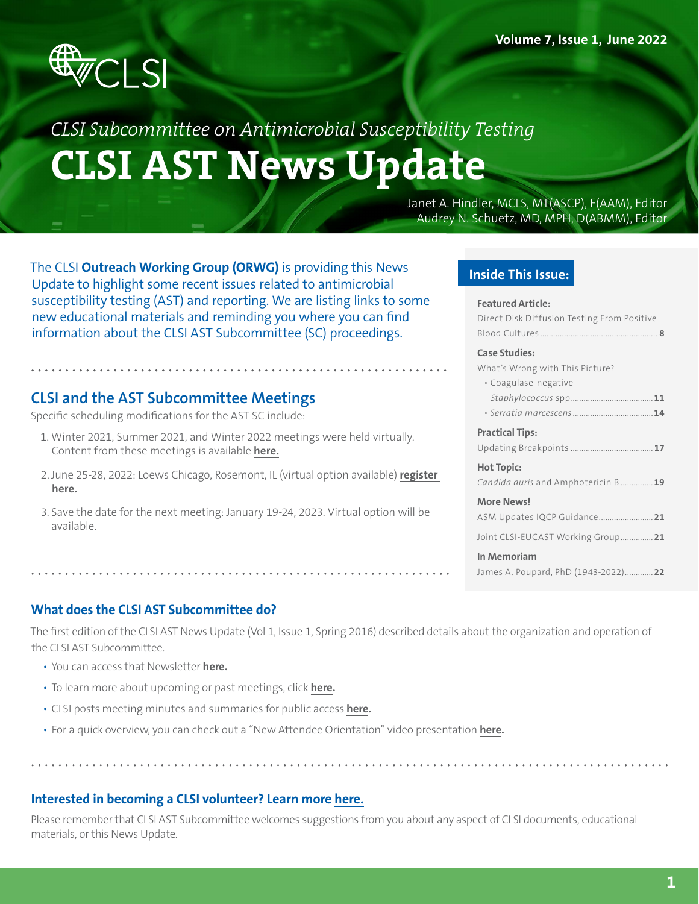Volume 7, Issue 1, June 2022

*CLSI Subcommittee on Antimicrobial Susceptibility Testing*

# CLSI AST News Update

Janet A. Hindler, MCLS, MT(ASCP), F(AAM), Editor
Audrey N. Schuetz, MD, MPH, D(ABMM), Editor

The CLSI **Outreach Working Group (ORWG)** is providing this News Update to highlight some recent issues related to antimicrobial susceptibility testing (AST) and reporting. We are listing links to some new educational materials and reminding you where you can find information about the CLSI AST Subcommittee (SC) proceedings.

## CLSI and the AST Subcommittee Meetings

Specific scheduling modifications for the AST SC include:

1. Winter 2021, Summer 2021, and Winter 2022 meetings were held virtually. Content from these meetings is available **here.**
2. June 25-28, 2022: Loews Chicago, Rosemont, IL (virtual option available) **register here.**
3. Save the date for the next meeting: January 19-24, 2023. Virtual option will be available.

## Inside This Issue:

**Featured Article:**
Direct Disk Diffusion Testing From Positive Blood Cultures ........ **8**

**Case Studies:**
What's Wrong with This Picture?
- Coagulase-negative *Staphylococcus* spp. ........ **11**
- *Serratia marcescens* ........ **14**

**Practical Tips:**
Updating Breakpoints ........ **17**

**Hot Topic:**
*Candida auris* and Amphotericin B ........ **19**

**More News!**
ASM Updates IQCP Guidance ........ **21**

Joint CLSI-EUCAST Working Group ........ **21**

**In Memoriam**
James A. Poupard, PhD (1943-2022) ........ **22**

## What does the CLSI AST Subcommittee do?

The first edition of the CLSI AST News Update (Vol 1, Issue 1, Spring 2016) described details about the organization and operation of the CLSI AST Subcommittee.

- You can access that Newsletter **here.**
- To learn more about upcoming or past meetings, click **here.**
- CLSI posts meeting minutes and summaries for public access **here.**
- For a quick overview, you can check out a "New Attendee Orientation" video presentation **here.**

## Interested in becoming a CLSI volunteer? Learn more here.

Please remember that CLSI AST Subcommittee welcomes suggestions from you about any aspect of CLSI documents, educational materials, or this News Update.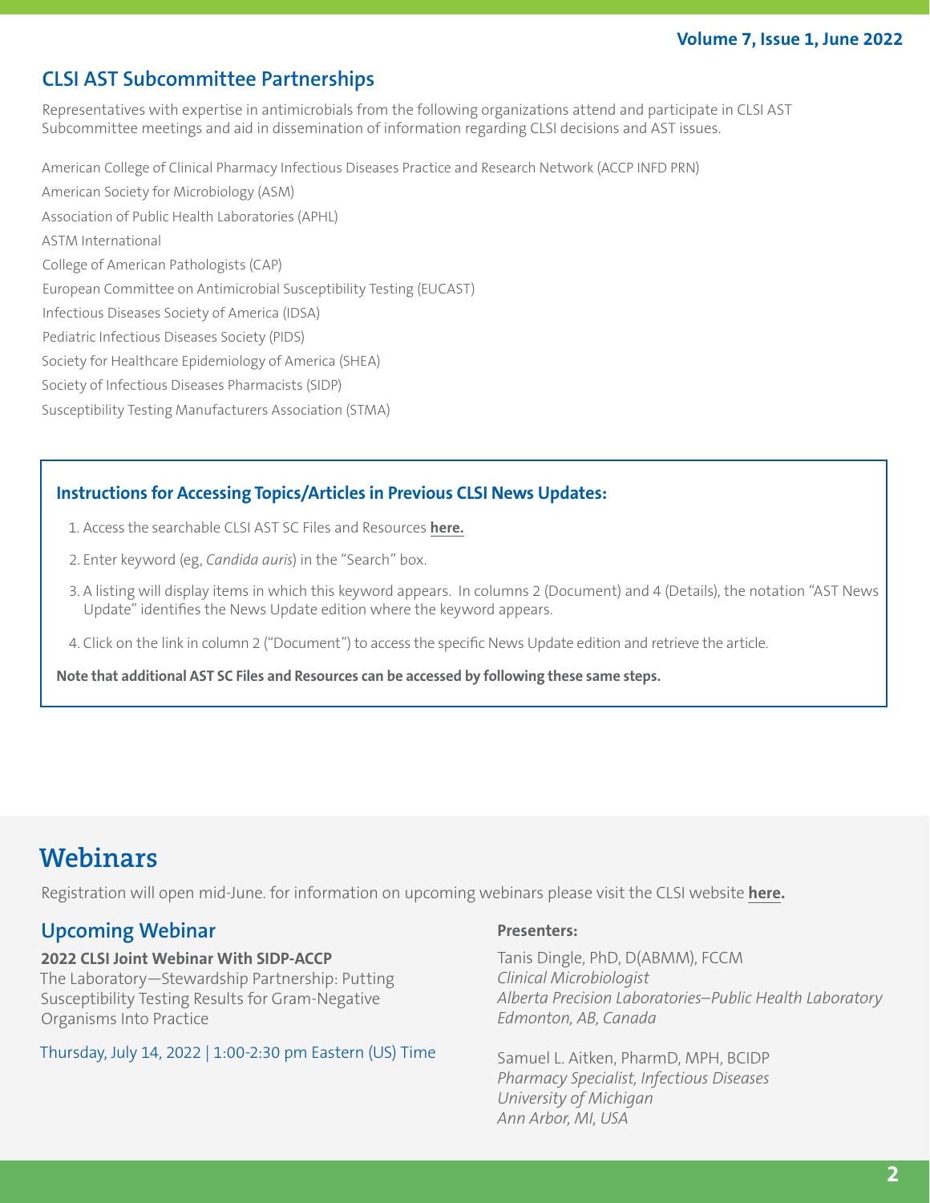## CLSI AST Subcommittee Partnerships

Representatives with expertise in antimicrobials from the following organizations attend and participate in CLSI AST Subcommittee meetings and aid in dissemination of information regarding CLSI decisions and AST issues.

American College of Clinical Pharmacy Infectious Diseases Practice and Research Network (ACCP INFD PRN)

American Society for Microbiology (ASM)

Association of Public Health Laboratories (APHL)

ASTM International

College of American Pathologists (CAP)

European Committee on Antimicrobial Susceptibility Testing (EUCAST)

Infectious Diseases Society of America (IDSA)

Pediatric Infectious Diseases Society (PIDS)

Society for Healthcare Epidemiology of America (SHEA)

Society of Infectious Diseases Pharmacists (SIDP)

Susceptibility Testing Manufacturers Association (STMA)

### Instructions for Accessing Topics/Articles in Previous CLSI News Updates:

1. Access the searchable CLSI AST SC Files and Resources **here.**
2. Enter keyword (eg, *Candida auris*) in the "Search" box.
3. A listing will display items in which this keyword appears. In columns 2 (Document) and 4 (Details), the notation "AST News Update" identifies the News Update edition where the keyword appears.
4. Click on the link in column 2 ("Document") to access the specific News Update edition and retrieve the article.

**Note that additional AST SC Files and Resources can be accessed by following these same steps.**

# Webinars

Registration will open mid-June. for information on upcoming webinars please visit the CLSI website **here.**

## Upcoming Webinar

**2022 CLSI Joint Webinar With SIDP-ACCP**

The Laboratory—Stewardship Partnership: Putting Susceptibility Testing Results for Gram-Negative Organisms Into Practice

Thursday, July 14, 2022 | 1:00-2:30 pm Eastern (US) Time

**Presenters:**

Tanis Dingle, PhD, D(ABMM), FCCM
*Clinical Microbiologist*
*Alberta Precision Laboratories–Public Health Laboratory*
*Edmonton, AB, Canada*

Samuel L. Aitken, PharmD, MPH, BCIDP
*Pharmacy Specialist, Infectious Diseases*
*University of Michigan*
*Ann Arbor, MI, USA*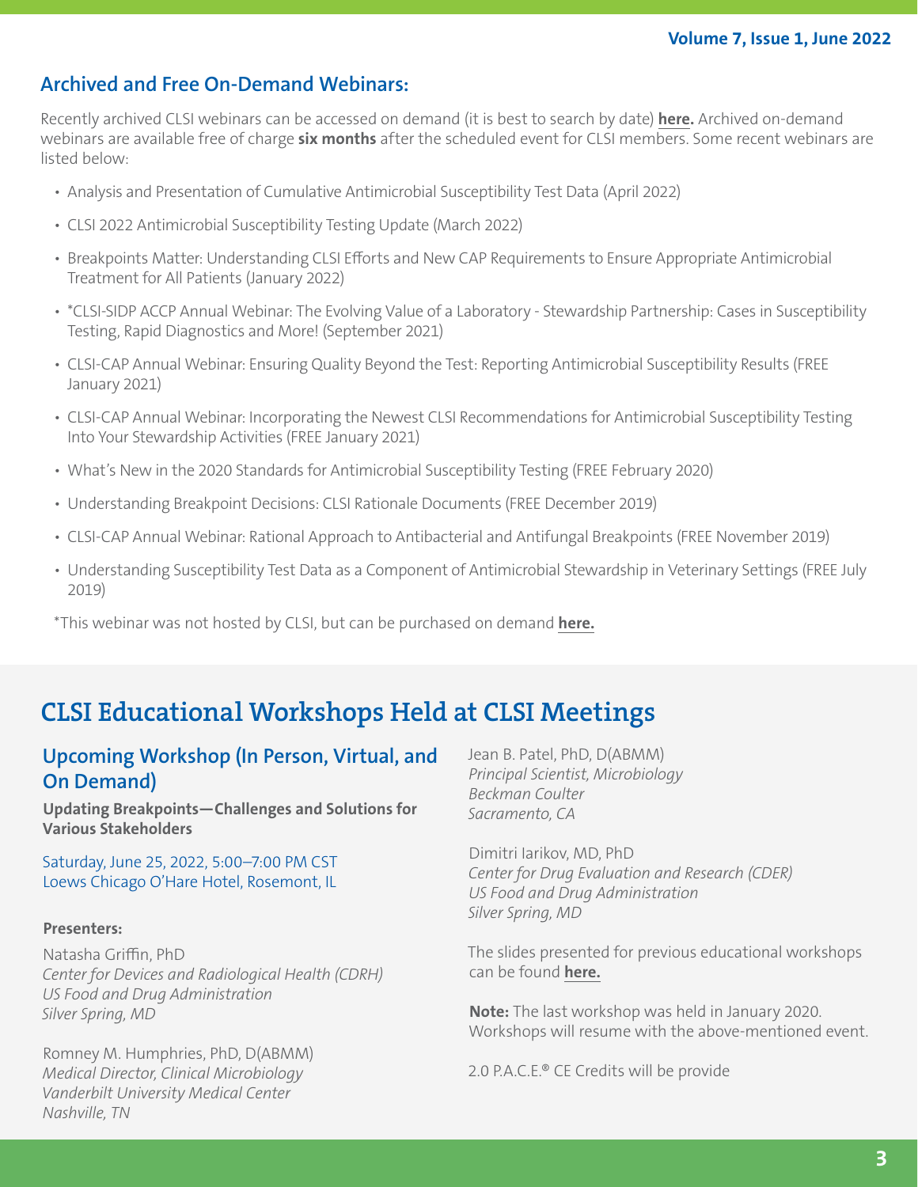### Archived and Free On-Demand Webinars:

Recently archived CLSI webinars can be accessed on demand (it is best to search by date) **here.** Archived on-demand webinars are available free of charge **six months** after the scheduled event for CLSI members. Some recent webinars are listed below:

- Analysis and Presentation of Cumulative Antimicrobial Susceptibility Test Data (April 2022)
- CLSI 2022 Antimicrobial Susceptibility Testing Update (March 2022)
- Breakpoints Matter: Understanding CLSI Efforts and New CAP Requirements to Ensure Appropriate Antimicrobial Treatment for All Patients (January 2022)
- *CLSI-SIDP ACCP Annual Webinar: The Evolving Value of a Laboratory - Stewardship Partnership: Cases in Susceptibility Testing, Rapid Diagnostics and More! (September 2021)
- CLSI-CAP Annual Webinar: Ensuring Quality Beyond the Test: Reporting Antimicrobial Susceptibility Results (FREE January 2021)
- CLSI-CAP Annual Webinar: Incorporating the Newest CLSI Recommendations for Antimicrobial Susceptibility Testing Into Your Stewardship Activities (FREE January 2021)
- What's New in the 2020 Standards for Antimicrobial Susceptibility Testing (FREE February 2020)
- Understanding Breakpoint Decisions: CLSI Rationale Documents (FREE December 2019)
- CLSI-CAP Annual Webinar: Rational Approach to Antibacterial and Antifungal Breakpoints (FREE November 2019)
- Understanding Susceptibility Test Data as a Component of Antimicrobial Stewardship in Veterinary Settings (FREE July 2019)

*This webinar was not hosted by CLSI, but can be purchased on demand **here.**

## CLSI Educational Workshops Held at CLSI Meetings

### Upcoming Workshop (In Person, Virtual, and On Demand)

**Updating Breakpoints—Challenges and Solutions for Various Stakeholders**

Saturday, June 25, 2022, 5:00–7:00 PM CST
Loews Chicago O'Hare Hotel, Rosemont, IL

**Presenters:**

Natasha Griffin, PhD
*Center for Devices and Radiological Health (CDRH)*
*US Food and Drug Administration*
*Silver Spring, MD*

Romney M. Humphries, PhD, D(ABMM)
*Medical Director, Clinical Microbiology*
*Vanderbilt University Medical Center*
*Nashville, TN*

Jean B. Patel, PhD, D(ABMM)
*Principal Scientist, Microbiology*
*Beckman Coulter*
*Sacramento, CA*

Dimitri Iarikov, MD, PhD
*Center for Drug Evaluation and Research (CDER)*
*US Food and Drug Administration*
*Silver Spring, MD*

The slides presented for previous educational workshops can be found **here.**

**Note:** The last workshop was held in January 2020. Workshops will resume with the above-mentioned event.

2.0 P.A.C.E.® CE Credits will be provide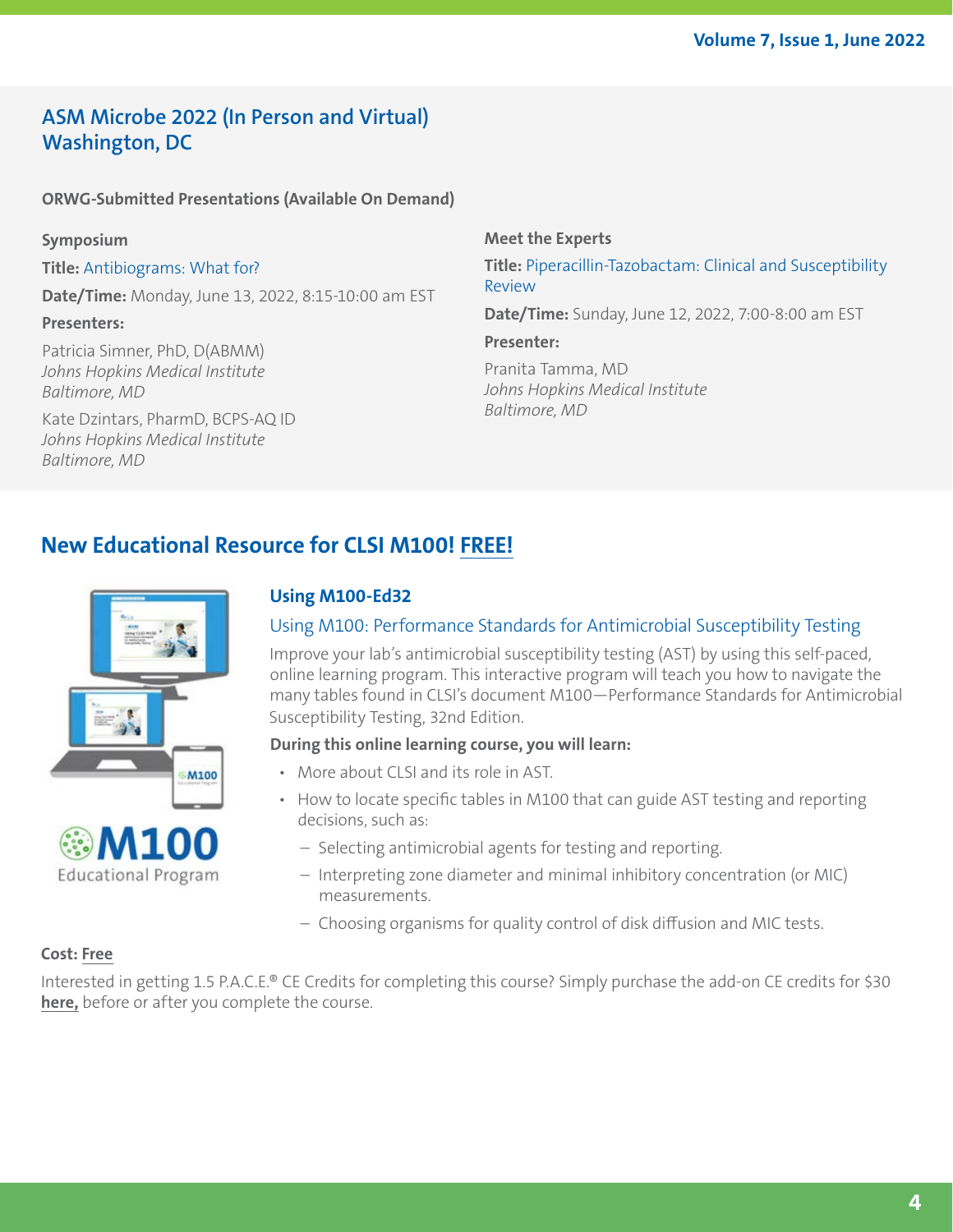## ASM Microbe 2022 (In Person and Virtual) Washington, DC

**ORWG-Submitted Presentations (Available On Demand)**

**Symposium**

**Title:** Antibiograms: What for?

**Date/Time:** Monday, June 13, 2022, 8:15-10:00 am EST

**Presenters:**

Patricia Simner, PhD, D(ABMM)
*Johns Hopkins Medical Institute*
*Baltimore, MD*

Kate Dzintars, PharmD, BCPS-AQ ID
*Johns Hopkins Medical Institute*
*Baltimore, MD*

**Meet the Experts**

**Title:** Piperacillin-Tazobactam: Clinical and Susceptibility Review

**Date/Time:** Sunday, June 12, 2022, 7:00-8:00 am EST

**Presenter:**

Pranita Tamma, MD
*Johns Hopkins Medical Institute*
*Baltimore, MD*

## New Educational Resource for CLSI M100! FREE!

M100
Educational Program

### Using M100-Ed32

Using M100: Performance Standards for Antimicrobial Susceptibility Testing

Improve your lab's antimicrobial susceptibility testing (AST) by using this self-paced, online learning program. This interactive program will teach you how to navigate the many tables found in CLSI's document M100—Performance Standards for Antimicrobial Susceptibility Testing, 32nd Edition.

**During this online learning course, you will learn:**

- More about CLSI and its role in AST.
- How to locate specific tables in M100 that can guide AST testing and reporting decisions, such as:
  - Selecting antimicrobial agents for testing and reporting.
  - Interpreting zone diameter and minimal inhibitory concentration (or MIC) measurements.
  - Choosing organisms for quality control of disk diffusion and MIC tests.

**Cost: Free**

Interested in getting 1.5 P.A.C.E.® CE Credits for completing this course? Simply purchase the add-on CE credits for $30 **here,** before or after you complete the course.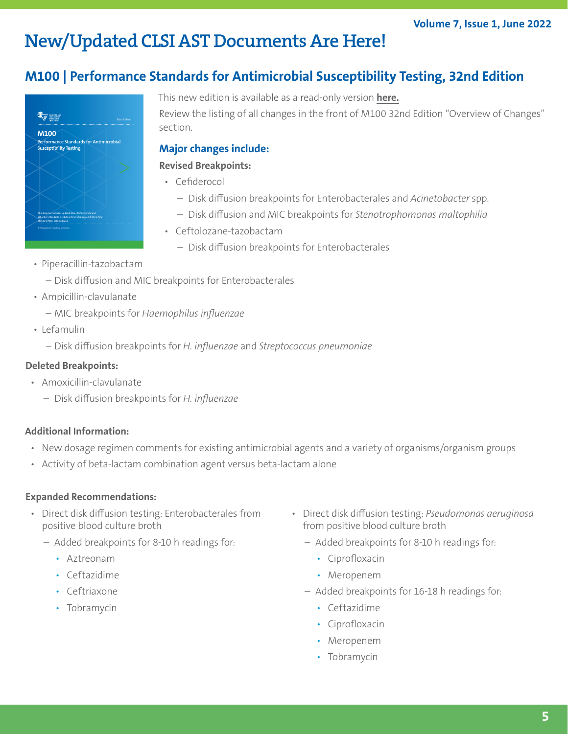# New/Updated CLSI AST Documents Are Here!

## M100 | Performance Standards for Antimicrobial Susceptibility Testing, 32nd Edition

This new edition is available as a read-only version **here.**

Review the listing of all changes in the front of M100 32nd Edition "Overview of Changes" section.

### Major changes include:

**Revised Breakpoints:**

- Cefiderocol
  - Disk diffusion breakpoints for Enterobacterales and *Acinetobacter* spp.
  - Disk diffusion and MIC breakpoints for *Stenotrophomonas maltophilia*
- Ceftolozane-tazobactam
  - Disk diffusion breakpoints for Enterobacterales
- Piperacillin-tazobactam
  - Disk diffusion and MIC breakpoints for Enterobacterales
- Ampicillin-clavulanate
  - MIC breakpoints for *Haemophilus influenzae*
- Lefamulin
  - Disk diffusion breakpoints for *H. influenzae* and *Streptococcus pneumoniae*

**Deleted Breakpoints:**

- Amoxicillin-clavulanate
  - Disk diffusion breakpoints for *H. influenzae*

**Additional Information:**

- New dosage regimen comments for existing antimicrobial agents and a variety of organisms/organism groups
- Activity of beta-lactam combination agent versus beta-lactam alone

**Expanded Recommendations:**

- Direct disk diffusion testing: Enterobacterales from positive blood culture broth
  - Added breakpoints for 8-10 h readings for:
    - Aztreonam
    - Ceftazidime
    - Ceftriaxone
    - Tobramycin
- Direct disk diffusion testing: *Pseudomonas aeruginosa* from positive blood culture broth
  - Added breakpoints for 8-10 h readings for:
    - Ciprofloxacin
    - Meropenem
  - Added breakpoints for 16-18 h readings for:
    - Ceftazidime
    - Ciprofloxacin
    - Meropenem
    - Tobramycin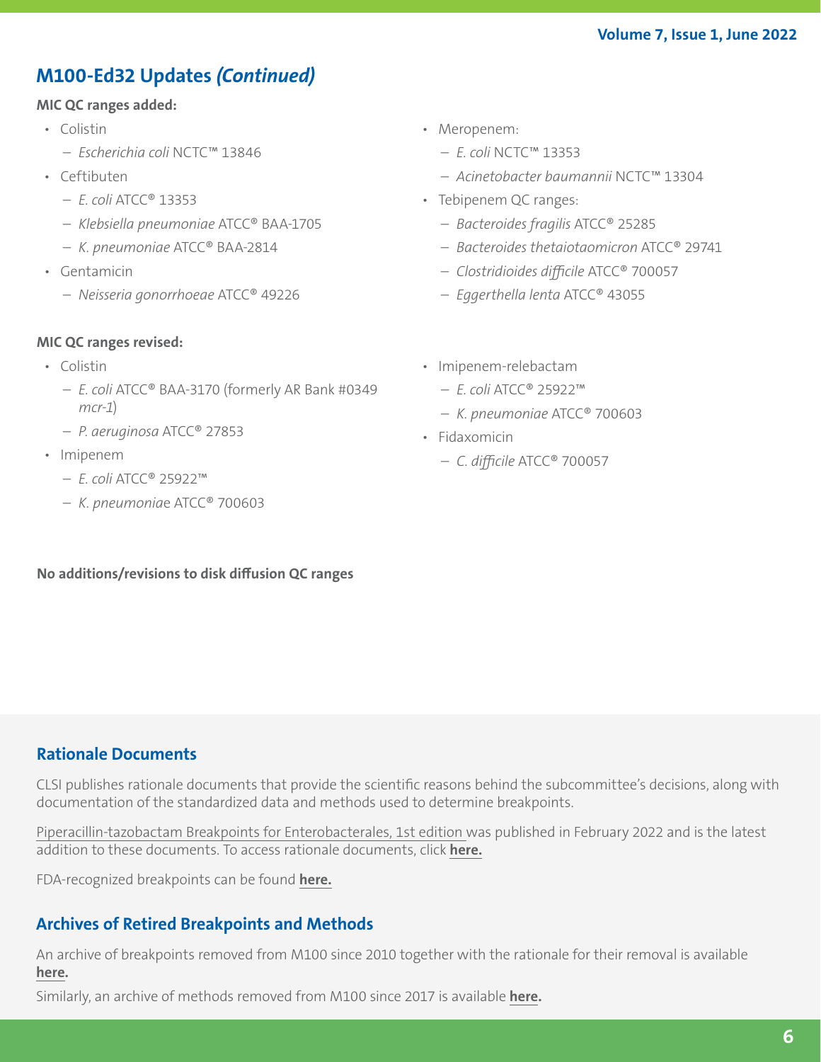## M100-Ed32 Updates *(Continued)*

**MIC QC ranges added:**

- Colistin
  - *Escherichia coli* NCTC™ 13846
- Ceftibuten
  - *E. coli* ATCC® 13353
  - *Klebsiella pneumoniae* ATCC® BAA-1705
  - *K. pneumoniae* ATCC® BAA-2814
- Gentamicin
  - *Neisseria gonorrhoeae* ATCC® 49226
- Meropenem:
  - *E. coli* NCTC™ 13353
  - *Acinetobacter baumannii* NCTC™ 13304
- Tebipenem QC ranges:
  - *Bacteroides fragilis* ATCC® 25285
  - *Bacteroides thetaiotaomicron* ATCC® 29741
  - *Clostridioides difficile* ATCC® 700057
  - *Eggerthella lenta* ATCC® 43055

**MIC QC ranges revised:**

- Colistin
  - *E. coli* ATCC® BAA-3170 (formerly AR Bank #0349 *mcr-1*)
  - *P. aeruginosa* ATCC® 27853
- Imipenem
  - *E. coli* ATCC® 25922™
  - *K. pneumoniae* ATCC® 700603
- Imipenem-relebactam
  - *E. coli* ATCC® 25922™
  - *K. pneumoniae* ATCC® 700603
- Fidaxomicin
  - *C. difficile* ATCC® 700057

**No additions/revisions to disk diffusion QC ranges**

## Rationale Documents

CLSI publishes rationale documents that provide the scientific reasons behind the subcommittee's decisions, along with documentation of the standardized data and methods used to determine breakpoints.

Piperacillin-tazobactam Breakpoints for Enterobacterales, 1st edition was published in February 2022 and is the latest addition to these documents. To access rationale documents, click **here.**

FDA-recognized breakpoints can be found **here.**

## Archives of Retired Breakpoints and Methods

An archive of breakpoints removed from M100 since 2010 together with the rationale for their removal is available **here.**

Similarly, an archive of methods removed from M100 since 2017 is available **here.**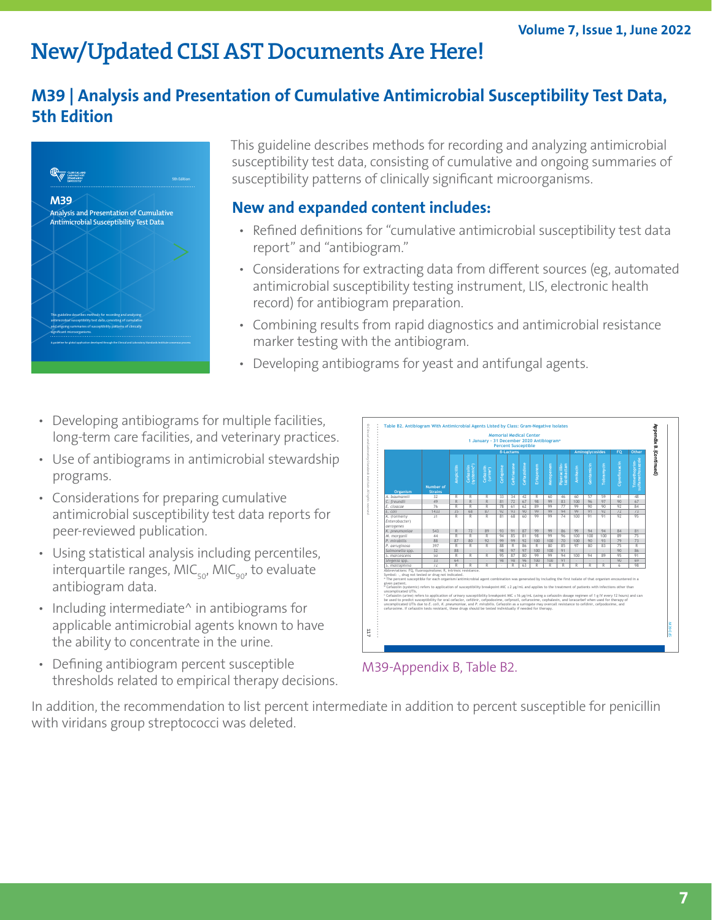# New/Updated CLSI AST Documents Are Here!

## M39 | Analysis and Presentation of Cumulative Antimicrobial Susceptibility Test Data, 5th Edition

This guideline describes methods for recording and analyzing antimicrobial susceptibility test data, consisting of cumulative and ongoing summaries of susceptibility patterns of clinically significant microorganisms.

### New and expanded content includes:

- Refined definitions for "cumulative antimicrobial susceptibility test data report" and "antibiogram."
- Considerations for extracting data from different sources (eg, automated antimicrobial susceptibility testing instrument, LIS, electronic health record) for antibiogram preparation.
- Combining results from rapid diagnostics and antimicrobial resistance marker testing with the antibiogram.
- Developing antibiograms for yeast and antifungal agents.
- Developing antibiograms for multiple facilities, long-term care facilities, and veterinary practices.
- Use of antibiograms in antimicrobial stewardship programs.
- Considerations for preparing cumulative antimicrobial susceptibility test data reports for peer-reviewed publication.
- Using statistical analysis including percentiles, interquartile ranges, $MIC_{50}$, $MIC_{90}$, to evaluate antibiogram data.
- Including intermediate^ in antibiograms for applicable antimicrobial agents known to have the ability to concentrate in the urine.
- Defining antibiogram percent susceptible thresholds related to empirical therapy decisions.

M39-Appendix B, Table B2.

In addition, the recommendation to list percent intermediate in addition to percent susceptible for penicillin with viridans group streptococci was deleted.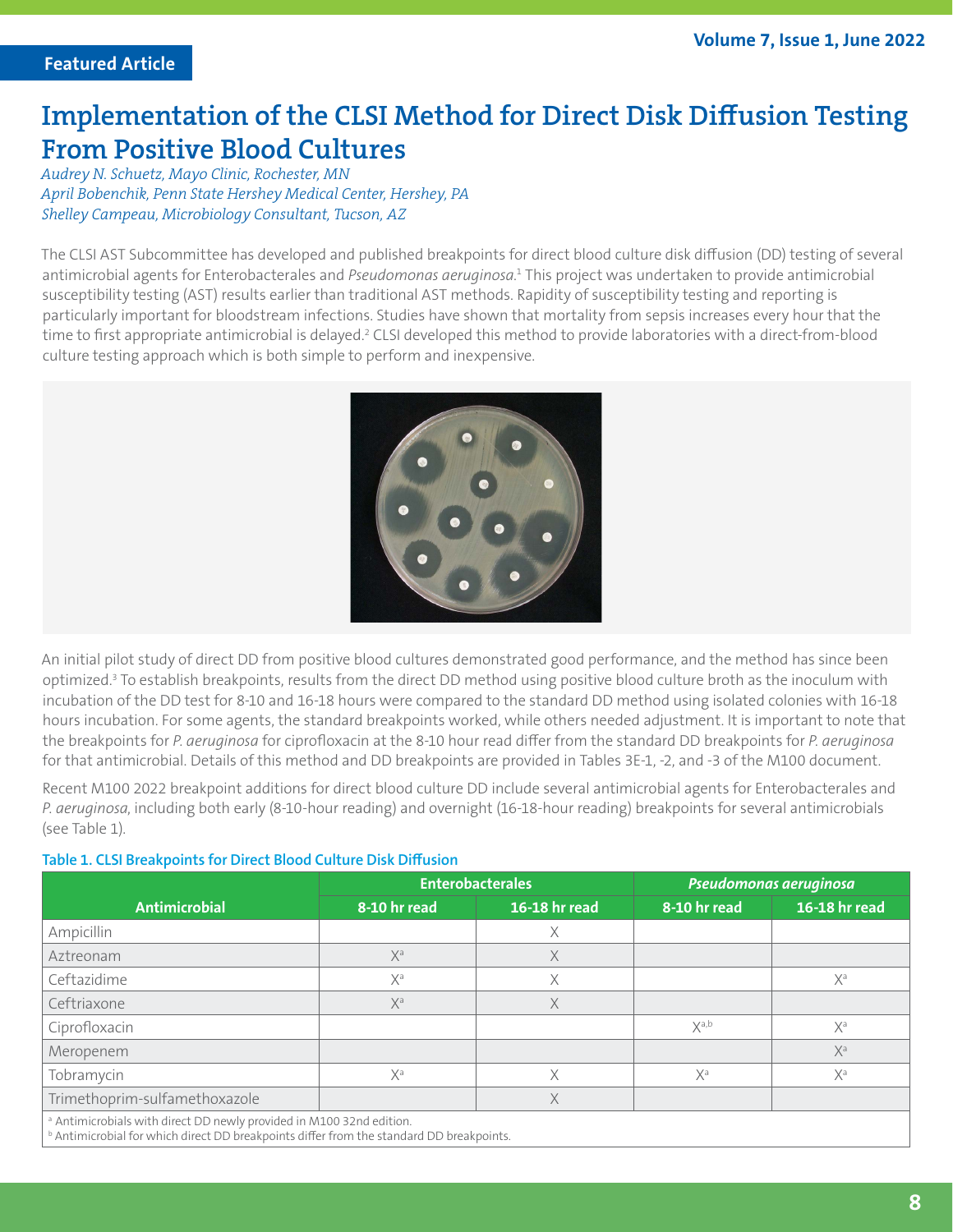# Implementation of the CLSI Method for Direct Disk Diffusion Testing From Positive Blood Cultures

*Audrey N. Schuetz, Mayo Clinic, Rochester, MN*
*April Bobenchik, Penn State Hershey Medical Center, Hershey, PA*
*Shelley Campeau, Microbiology Consultant, Tucson, AZ*

The CLSI AST Subcommittee has developed and published breakpoints for direct blood culture disk diffusion (DD) testing of several antimicrobial agents for Enterobacterales and *Pseudomonas aeruginosa*.[1] This project was undertaken to provide antimicrobial susceptibility testing (AST) results earlier than traditional AST methods. Rapidity of susceptibility testing and reporting is particularly important for bloodstream infections. Studies have shown that mortality from sepsis increases every hour that the time to first appropriate antimicrobial is delayed.[2] CLSI developed this method to provide laboratories with a direct-from-blood culture testing approach which is both simple to perform and inexpensive.

An initial pilot study of direct DD from positive blood cultures demonstrated good performance, and the method has since been optimized.[3] To establish breakpoints, results from the direct DD method using positive blood culture broth as the inoculum with incubation of the DD test for 8-10 and 16-18 hours were compared to the standard DD method using isolated colonies with 16-18 hours incubation. For some agents, the standard breakpoints worked, while others needed adjustment. It is important to note that the breakpoints for *P. aeruginosa* for ciprofloxacin at the 8-10 hour read differ from the standard DD breakpoints for *P. aeruginosa* for that antimicrobial. Details of this method and DD breakpoints are provided in Tables 3E-1, -2, and -3 of the M100 document.

Recent M100 2022 breakpoint additions for direct blood culture DD include several antimicrobial agents for Enterobacterales and *P. aeruginosa*, including both early (8-10-hour reading) and overnight (16-18-hour reading) breakpoints for several antimicrobials (see Table 1).

**Table 1. CLSI Breakpoints for Direct Blood Culture Disk Diffusion**

| Antimicrobial | Enterobacterales | | *Pseudomonas aeruginosa* | |
|---|---|---|---|---|
| | 8-10 hr read | 16-18 hr read | 8-10 hr read | 16-18 hr read |
| Ampicillin | | X | | |
| Aztreonam | X[a] | X | | |
| Ceftazidime | X[a] | X | | X[a] |
| Ceftriaxone | X[a] | X | | |
| Ciprofloxacin | | | X[a,b] | X[a] |
| Meropenem | | | | X[a] |
| Tobramycin | X[a] | X | X[a] | X[a] |
| Trimethoprim-sulfamethoxazole | | X | | |

[a] Antimicrobials with direct DD newly provided in M100 32nd edition.
[b] Antimicrobial for which direct DD breakpoints differ from the standard DD breakpoints.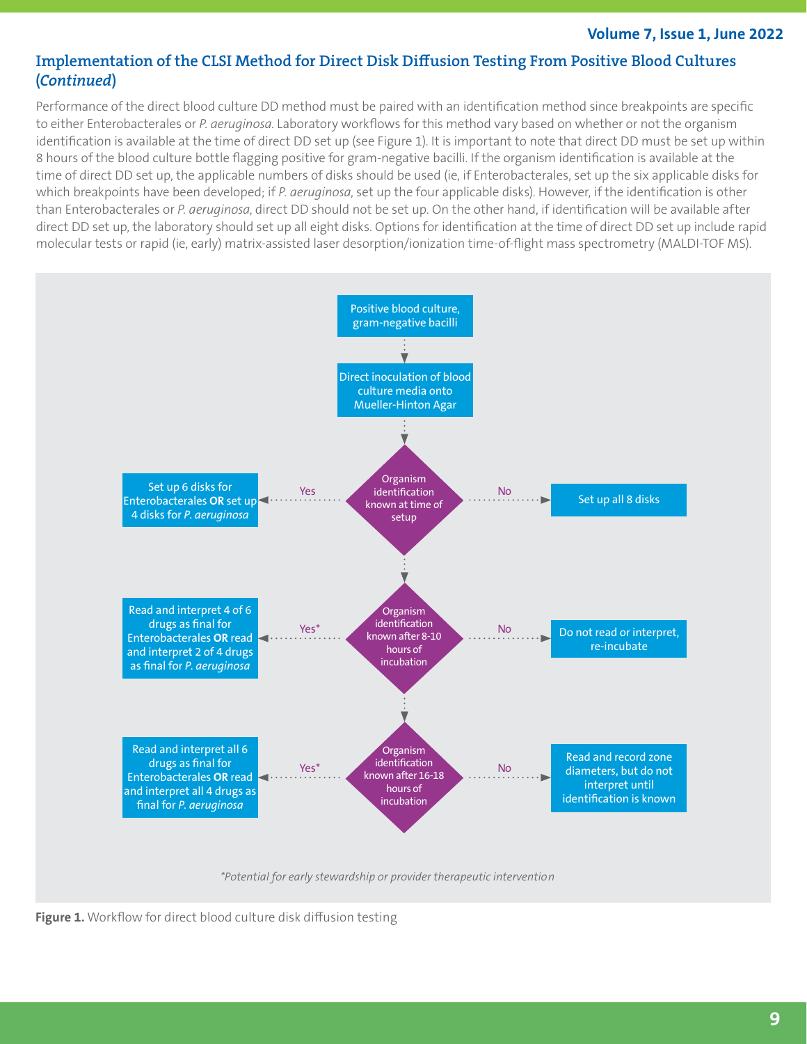## Implementation of the CLSI Method for Direct Disk Diffusion Testing From Positive Blood Cultures (*Continued*)

Performance of the direct blood culture DD method must be paired with an identification method since breakpoints are specific to either Enterobacterales or *P. aeruginosa*. Laboratory workflows for this method vary based on whether or not the organism identification is available at the time of direct DD set up (see Figure 1). It is important to note that direct DD must be set up within 8 hours of the blood culture bottle flagging positive for gram-negative bacilli. If the organism identification is available at the time of direct DD set up, the applicable numbers of disks should be used (ie, if Enterobacterales, set up the six applicable disks for which breakpoints have been developed; if *P. aeruginosa*, set up the four applicable disks). However, if the identification is other than Enterobacterales or *P. aeruginosa*, direct DD should not be set up. On the other hand, if identification will be available after direct DD set up, the laboratory should set up all eight disks. Options for identification at the time of direct DD set up include rapid molecular tests or rapid (ie, early) matrix-assisted laser desorption/ionization time-of-flight mass spectrometry (MALDI-TOF MS).

Positive blood culture, gram-negative bacilli

Direct inoculation of blood culture media onto Mueller-Hinton Agar

Organism identification known at time of setup

Yes

Set up 6 disks for Enterobacterales **OR** set up 4 disks for *P. aeruginosa*

No

Set up all 8 disks

Organism identification known after 8-10 hours of incubation

Yes*

Read and interpret 4 of 6 drugs as final for Enterobacterales **OR** read and interpret 2 of 4 drugs as final for *P. aeruginosa*

No

Do not read or interpret, re-incubate

Organism identification known after 16-18 hours of incubation

Yes*

Read and interpret all 6 drugs as final for Enterobacterales **OR** read and interpret all 4 drugs as final for *P. aeruginosa*

No

Read and record zone diameters, but do not interpret until identification is known

*Potential for early stewardship or provider therapeutic intervention

**Figure 1.** Workflow for direct blood culture disk diffusion testing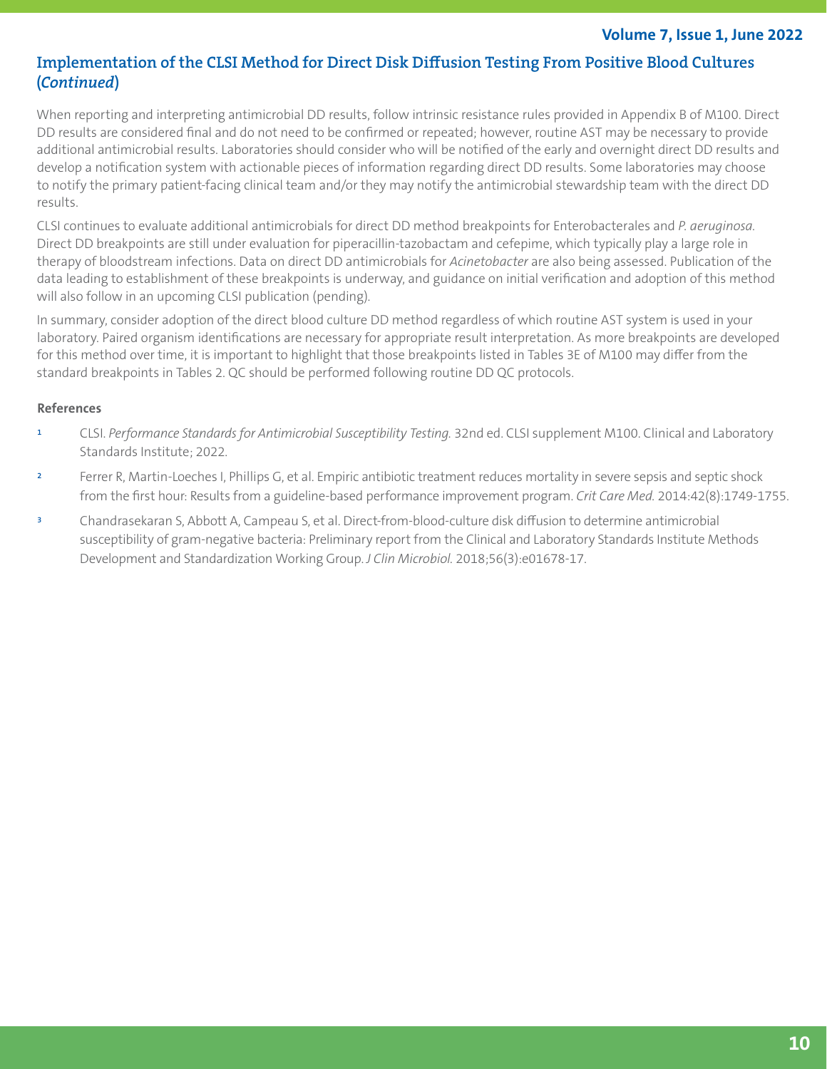## Implementation of the CLSI Method for Direct Disk Diffusion Testing From Positive Blood Cultures (*Continued*)

When reporting and interpreting antimicrobial DD results, follow intrinsic resistance rules provided in Appendix B of M100. Direct DD results are considered final and do not need to be confirmed or repeated; however, routine AST may be necessary to provide additional antimicrobial results. Laboratories should consider who will be notified of the early and overnight direct DD results and develop a notification system with actionable pieces of information regarding direct DD results. Some laboratories may choose to notify the primary patient-facing clinical team and/or they may notify the antimicrobial stewardship team with the direct DD results.

CLSI continues to evaluate additional antimicrobials for direct DD method breakpoints for Enterobacterales and *P. aeruginosa*. Direct DD breakpoints are still under evaluation for piperacillin-tazobactam and cefepime, which typically play a large role in therapy of bloodstream infections. Data on direct DD antimicrobials for *Acinetobacter* are also being assessed. Publication of the data leading to establishment of these breakpoints is underway, and guidance on initial verification and adoption of this method will also follow in an upcoming CLSI publication (pending).

In summary, consider adoption of the direct blood culture DD method regardless of which routine AST system is used in your laboratory. Paired organism identifications are necessary for appropriate result interpretation. As more breakpoints are developed for this method over time, it is important to highlight that those breakpoints listed in Tables 3E of M100 may differ from the standard breakpoints in Tables 2. QC should be performed following routine DD QC protocols.

**References**

1. CLSI. *Performance Standards for Antimicrobial Susceptibility Testing.* 32nd ed. CLSI supplement M100. Clinical and Laboratory Standards Institute; 2022.
2. Ferrer R, Martin-Loeches I, Phillips G, et al. Empiric antibiotic treatment reduces mortality in severe sepsis and septic shock from the first hour: Results from a guideline-based performance improvement program. *Crit Care Med.* 2014:42(8):1749-1755.
3. Chandrasekaran S, Abbott A, Campeau S, et al. Direct-from-blood-culture disk diffusion to determine antimicrobial susceptibility of gram-negative bacteria: Preliminary report from the Clinical and Laboratory Standards Institute Methods Development and Standardization Working Group. *J Clin Microbiol.* 2018;56(3):e01678-17.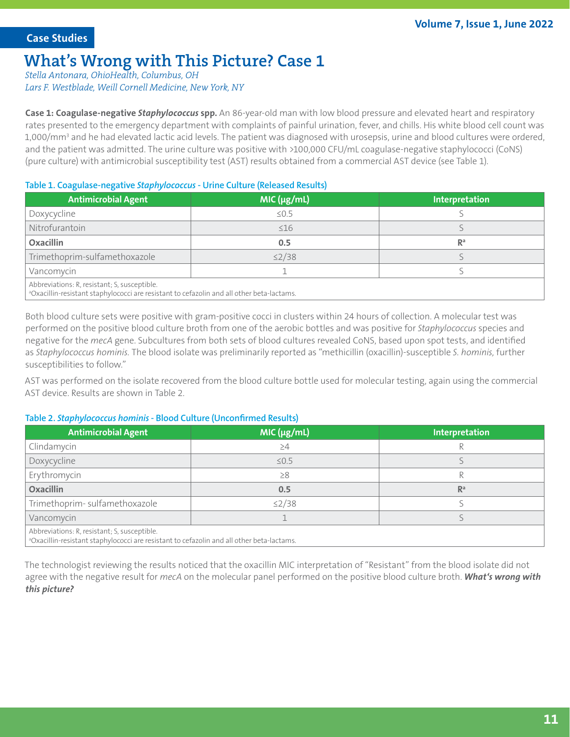Case Studies

# What's Wrong with This Picture? Case 1

*Stella Antonara, OhioHealth, Columbus, OH*
*Lars F. Westblade, Weill Cornell Medicine, New York, NY*

**Case 1: Coagulase-negative *Staphylococcus* spp.** An 86-year-old man with low blood pressure and elevated heart and respiratory rates presented to the emergency department with complaints of painful urination, fever, and chills. His white blood cell count was 1,000/mm$^3$ and he had elevated lactic acid levels. The patient was diagnosed with urosepsis, urine and blood cultures were ordered, and the patient was admitted. The urine culture was positive with >100,000 CFU/mL coagulase-negative staphylococci (CoNS) (pure culture) with antimicrobial susceptibility test (AST) results obtained from a commercial AST device (see Table 1).

**Table 1. Coagulase-negative *Staphylococcus* - Urine Culture (Released Results)**

| Antimicrobial Agent | MIC (µg/mL) | Interpretation |
|---|---|---|
| Doxycycline | ≤0.5 | S |
| Nitrofurantoin | ≤16 | S |
| **Oxacillin** | **0.5** | **R[a]** |
| Trimethoprim-sulfamethoxazole | ≤2/38 | S |
| Vancomycin | 1 | S |

Abbreviations: R, resistant; S, susceptible.
[a]Oxacillin-resistant staphylococci are resistant to cefazolin and all other beta-lactams.

Both blood culture sets were positive with gram-positive cocci in clusters within 24 hours of collection. A molecular test was performed on the positive blood culture broth from one of the aerobic bottles and was positive for *Staphylococcus* species and negative for the *mecA* gene. Subcultures from both sets of blood cultures revealed CoNS, based upon spot tests, and identified as *Staphylococcus hominis*. The blood isolate was preliminarily reported as "methicillin (oxacillin)-susceptible *S. hominis*, further susceptibilities to follow."

AST was performed on the isolate recovered from the blood culture bottle used for molecular testing, again using the commercial AST device. Results are shown in Table 2.

**Table 2. *Staphylococcus hominis* - Blood Culture (Unconfirmed Results)**

| Antimicrobial Agent | MIC (µg/mL) | Interpretation |
|---|---|---|
| Clindamycin | ≥4 | R |
| Doxycycline | ≤0.5 | S |
| Erythromycin | ≥8 | R |
| **Oxacillin** | **0.5** | **R[a]** |
| Trimethoprim- sulfamethoxazole | ≤2/38 | S |
| Vancomycin | 1 | S |

Abbreviations: R, resistant; S, susceptible.
[a]Oxacillin-resistant staphylococci are resistant to cefazolin and all other beta-lactams.

The technologist reviewing the results noticed that the oxacillin MIC interpretation of "Resistant" from the blood isolate did not agree with the negative result for *mecA* on the molecular panel performed on the positive blood culture broth. ***What's wrong with this picture?***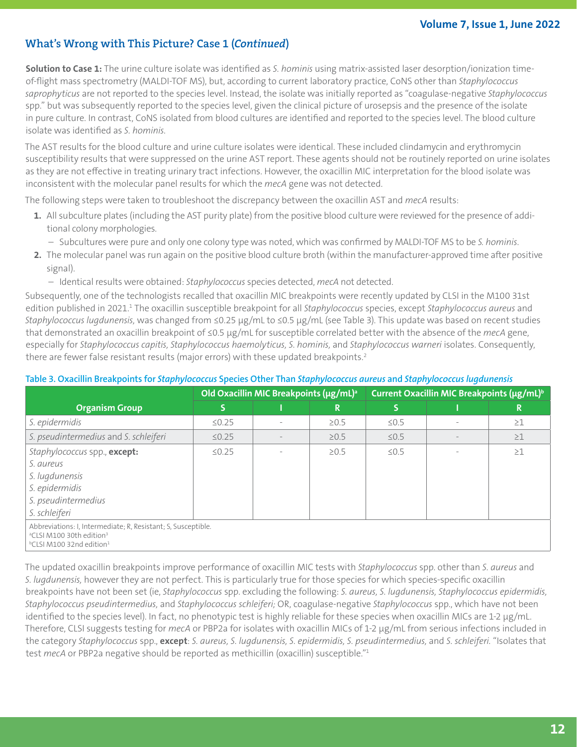## What's Wrong with This Picture? Case 1 (*Continued*)

**Solution to Case 1:** The urine culture isolate was identified as *S. hominis* using matrix-assisted laser desorption/ionization time-of-flight mass spectrometry (MALDI-TOF MS), but, according to current laboratory practice, CoNS other than *Staphylococcus saprophyticus* are not reported to the species level. Instead, the isolate was initially reported as "coagulase-negative *Staphylococcus* spp." but was subsequently reported to the species level, given the clinical picture of urosepsis and the presence of the isolate in pure culture. In contrast, CoNS isolated from blood cultures are identified and reported to the species level. The blood culture isolate was identified as *S. hominis.*

The AST results for the blood culture and urine culture isolates were identical. These included clindamycin and erythromycin susceptibility results that were suppressed on the urine AST report. These agents should not be routinely reported on urine isolates as they are not effective in treating urinary tract infections. However, the oxacillin MIC interpretation for the blood isolate was inconsistent with the molecular panel results for which the *mecA* gene was not detected.

The following steps were taken to troubleshoot the discrepancy between the oxacillin AST and *mecA* results:

1. All subculture plates (including the AST purity plate) from the positive blood culture were reviewed for the presence of additional colony morphologies.
   - Subcultures were pure and only one colony type was noted, which was confirmed by MALDI-TOF MS to be *S. hominis*.
2. The molecular panel was run again on the positive blood culture broth (within the manufacturer-approved time after positive signal).
   - Identical results were obtained: *Staphylococcus* species detected, *mecA* not detected.

Subsequently, one of the technologists recalled that oxacillin MIC breakpoints were recently updated by CLSI in the M100 31st edition published in 2021.[1] The oxacillin susceptible breakpoint for all *Staphylococcus* species, except *Staphylococcus aureus* and *Staphylococcus lugdunensis,* was changed from ≤0.25 µg/mL to ≤0.5 µg/mL (see Table 3). This update was based on recent studies that demonstrated an oxacillin breakpoint of ≤0.5 µg/mL for susceptible correlated better with the absence of the *mecA* gene, especially for *Staphylococcus capitis, Staphylococcus haemolyticus, S. hominis,* and *Staphylococcus warneri* isolates. Consequently, there are fewer false resistant results (major errors) with these updated breakpoints.[2]

**Table 3. Oxacillin Breakpoints for *Staphylococcus* Species Other Than *Staphylococcus aureus* and *Staphylococcus lugdunensis***

| | Old Oxacillin MIC Breakpoints (µg/mL)[a] | | | Current Oxacillin MIC Breakpoints (µg/mL)[b] | | |
|---|---|---|---|---|---|---|
| **Organism Group** | **S** | **I** | **R** | **S** | **I** | **R** |
| *S. epidermidis* | ≤0.25 | - | ≥0.5 | ≤0.5 | - | ≥1 |
| *S. pseudintermedius* and *S. schleiferi* | ≤0.25 | - | ≥0.5 | ≤0.5 | - | ≥1 |
| *Staphylococcus* spp., **except:** *S. aureus* *S. lugdunensis* *S. epidermidis* *S. pseudintermedius* *S. schleiferi* | ≤0.25 | - | ≥0.5 | ≤0.5 | - | ≥1 |

Abbreviations: I, Intermediate; R, Resistant; S, Susceptible.
[a]CLSI M100 30th edition[3]
[b]CLSI M100 32nd edition[1]

The updated oxacillin breakpoints improve performance of oxacillin MIC tests with *Staphylococcus* spp. other than *S. aureus* and *S. lugdunensis,* however they are not perfect. This is particularly true for those species for which species-specific oxacillin breakpoints have not been set (ie, *Staphylococcus* spp. excluding the following: *S. aureus, S. lugdunensis, Staphylococcus epidermidis, Staphylococcus pseudintermedius,* and *Staphylococcus schleiferi;* OR, coagulase-negative *Staphylococcus* spp., which have not been identified to the species level). In fact, no phenotypic test is highly reliable for these species when oxacillin MICs are 1-2 µg/mL. Therefore, CLSI suggests testing for *mecA* or PBP2a for isolates with oxacillin MICs of 1-2 µg/mL from serious infections included in the category *Staphylococcus* spp., **except**: *S. aureus, S. lugdunensis, S. epidermidis, S. pseudintermedius,* and *S. schleiferi.* "Isolates that test *mecA* or PBP2a negative should be reported as methicillin (oxacillin) susceptible."[1]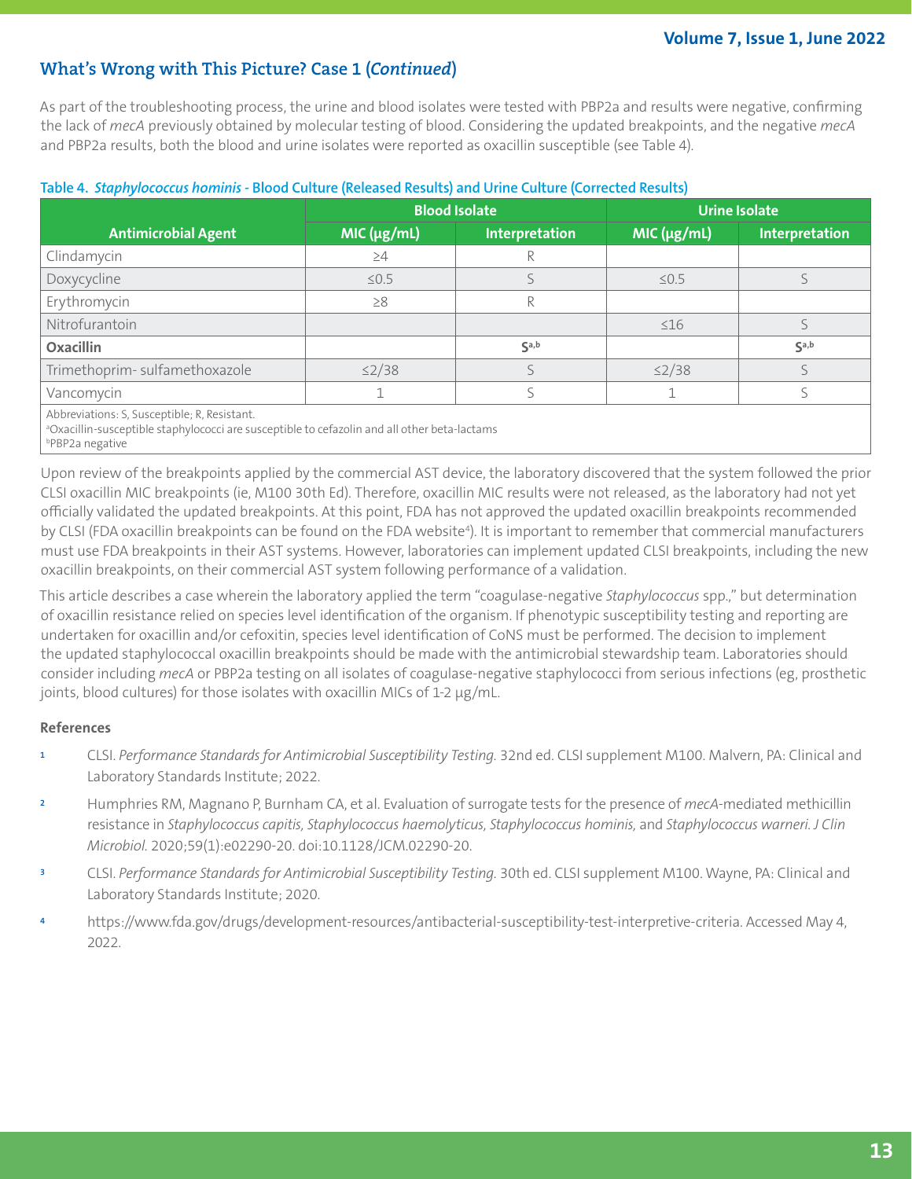## What's Wrong with This Picture? Case 1 (*Continued*)

As part of the troubleshooting process, the urine and blood isolates were tested with PBP2a and results were negative, confirming the lack of *mecA* previously obtained by molecular testing of blood. Considering the updated breakpoints, and the negative *mecA* and PBP2a results, both the blood and urine isolates were reported as oxacillin susceptible (see Table 4).

**Table 4. *Staphylococcus hominis* - Blood Culture (Released Results) and Urine Culture (Corrected Results)**

| | Blood Isolate | | Urine Isolate | |
|---|---|---|---|---|
| **Antimicrobial Agent** | **MIC (µg/mL)** | **Interpretation** | **MIC (µg/mL)** | **Interpretation** |
| Clindamycin | ≥4 | R | | |
| Doxycycline | ≤0.5 | S | ≤0.5 | S |
| Erythromycin | ≥8 | R | | |
| Nitrofurantoin | | | ≤16 | S |
| **Oxacillin** | | **S**[a,b] | | **S**[a,b] |
| Trimethoprim- sulfamethoxazole | ≤2/38 | S | ≤2/38 | S |
| Vancomycin | 1 | S | 1 | S |

Abbreviations: S, Susceptible; R, Resistant.
[a]Oxacillin-susceptible staphylococci are susceptible to cefazolin and all other beta-lactams
[b]PBP2a negative

Upon review of the breakpoints applied by the commercial AST device, the laboratory discovered that the system followed the prior CLSI oxacillin MIC breakpoints (ie, M100 30th Ed). Therefore, oxacillin MIC results were not released, as the laboratory had not yet officially validated the updated breakpoints. At this point, FDA has not approved the updated oxacillin breakpoints recommended by CLSI (FDA oxacillin breakpoints can be found on the FDA website[4]). It is important to remember that commercial manufacturers must use FDA breakpoints in their AST systems. However, laboratories can implement updated CLSI breakpoints, including the new oxacillin breakpoints, on their commercial AST system following performance of a validation.

This article describes a case wherein the laboratory applied the term "coagulase-negative *Staphylococcus* spp.," but determination of oxacillin resistance relied on species level identification of the organism. If phenotypic susceptibility testing and reporting are undertaken for oxacillin and/or cefoxitin, species level identification of CoNS must be performed. The decision to implement the updated staphylococcal oxacillin breakpoints should be made with the antimicrobial stewardship team. Laboratories should consider including *mecA* or PBP2a testing on all isolates of coagulase-negative staphylococci from serious infections (eg, prosthetic joints, blood cultures) for those isolates with oxacillin MICs of 1-2 µg/mL.

### References

1. CLSI. *Performance Standards for Antimicrobial Susceptibility Testing.* 32nd ed. CLSI supplement M100. Malvern, PA: Clinical and Laboratory Standards Institute; 2022.
2. Humphries RM, Magnano P, Burnham CA, et al. Evaluation of surrogate tests for the presence of *mecA*-mediated methicillin resistance in *Staphylococcus capitis, Staphylococcus haemolyticus, Staphylococcus hominis,* and *Staphylococcus warneri. J Clin Microbiol.* 2020;59(1):e02290-20. doi:10.1128/JCM.02290-20.
3. CLSI. *Performance Standards for Antimicrobial Susceptibility Testing.* 30th ed. CLSI supplement M100. Wayne, PA: Clinical and Laboratory Standards Institute; 2020.
4. https://www.fda.gov/drugs/development-resources/antibacterial-susceptibility-test-interpretive-criteria. Accessed May 4, 2022.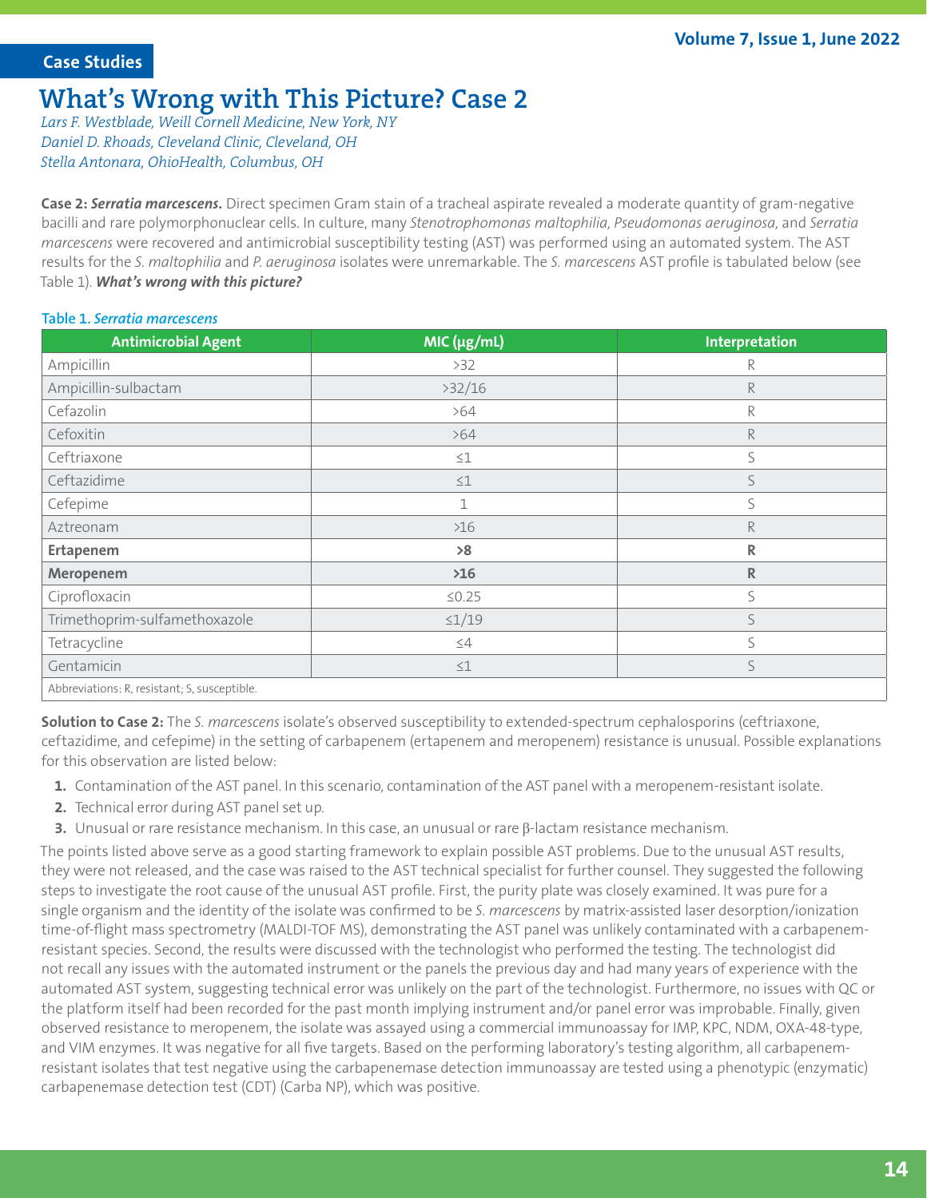Case Studies

# What's Wrong with This Picture? Case 2

*Lars F. Westblade, Weill Cornell Medicine, New York, NY*
*Daniel D. Rhoads, Cleveland Clinic, Cleveland, OH*
*Stella Antonara, OhioHealth, Columbus, OH*

**Case 2: *Serratia marcescens*.** Direct specimen Gram stain of a tracheal aspirate revealed a moderate quantity of gram-negative bacilli and rare polymorphonuclear cells. In culture, many *Stenotrophomonas maltophilia*, *Pseudomonas aeruginosa*, and *Serratia marcescens* were recovered and antimicrobial susceptibility testing (AST) was performed using an automated system. The AST results for the *S. maltophilia* and *P. aeruginosa* isolates were unremarkable. The *S. marcescens* AST profile is tabulated below (see Table 1). ***What's wrong with this picture?***

**Table 1.** ***Serratia marcescens***

| Antimicrobial Agent | MIC (µg/mL) | Interpretation |
|---|---|---|
| Ampicillin | >32 | R |
| Ampicillin-sulbactam | >32/16 | R |
| Cefazolin | >64 | R |
| Cefoxitin | >64 | R |
| Ceftriaxone | ≤1 | S |
| Ceftazidime | ≤1 | S |
| Cefepime | 1 | S |
| Aztreonam | >16 | R |
| **Ertapenem** | **>8** | **R** |
| **Meropenem** | **>16** | **R** |
| Ciprofloxacin | ≤0.25 | S |
| Trimethoprim-sulfamethoxazole | ≤1/19 | S |
| Tetracycline | ≤4 | S |
| Gentamicin | ≤1 | S |

Abbreviations: R, resistant; S, susceptible.

**Solution to Case 2:** The *S. marcescens* isolate's observed susceptibility to extended-spectrum cephalosporins (ceftriaxone, ceftazidime, and cefepime) in the setting of carbapenem (ertapenem and meropenem) resistance is unusual. Possible explanations for this observation are listed below:

1. Contamination of the AST panel. In this scenario, contamination of the AST panel with a meropenem-resistant isolate.
2. Technical error during AST panel set up.
3. Unusual or rare resistance mechanism. In this case, an unusual or rare β-lactam resistance mechanism.

The points listed above serve as a good starting framework to explain possible AST problems. Due to the unusual AST results, they were not released, and the case was raised to the AST technical specialist for further counsel. They suggested the following steps to investigate the root cause of the unusual AST profile. First, the purity plate was closely examined. It was pure for a single organism and the identity of the isolate was confirmed to be *S. marcescens* by matrix-assisted laser desorption/ionization time-of-flight mass spectrometry (MALDI-TOF MS), demonstrating the AST panel was unlikely contaminated with a carbapenem-resistant species. Second, the results were discussed with the technologist who performed the testing. The technologist did not recall any issues with the automated instrument or the panels the previous day and had many years of experience with the automated AST system, suggesting technical error was unlikely on the part of the technologist. Furthermore, no issues with QC or the platform itself had been recorded for the past month implying instrument and/or panel error was improbable. Finally, given observed resistance to meropenem, the isolate was assayed using a commercial immunoassay for IMP, KPC, NDM, OXA-48-type, and VIM enzymes. It was negative for all five targets. Based on the performing laboratory's testing algorithm, all carbapenem-resistant isolates that test negative using the carbapenemase detection immunoassay are tested using a phenotypic (enzymatic) carbapenemase detection test (CDT) (Carba NP), which was positive.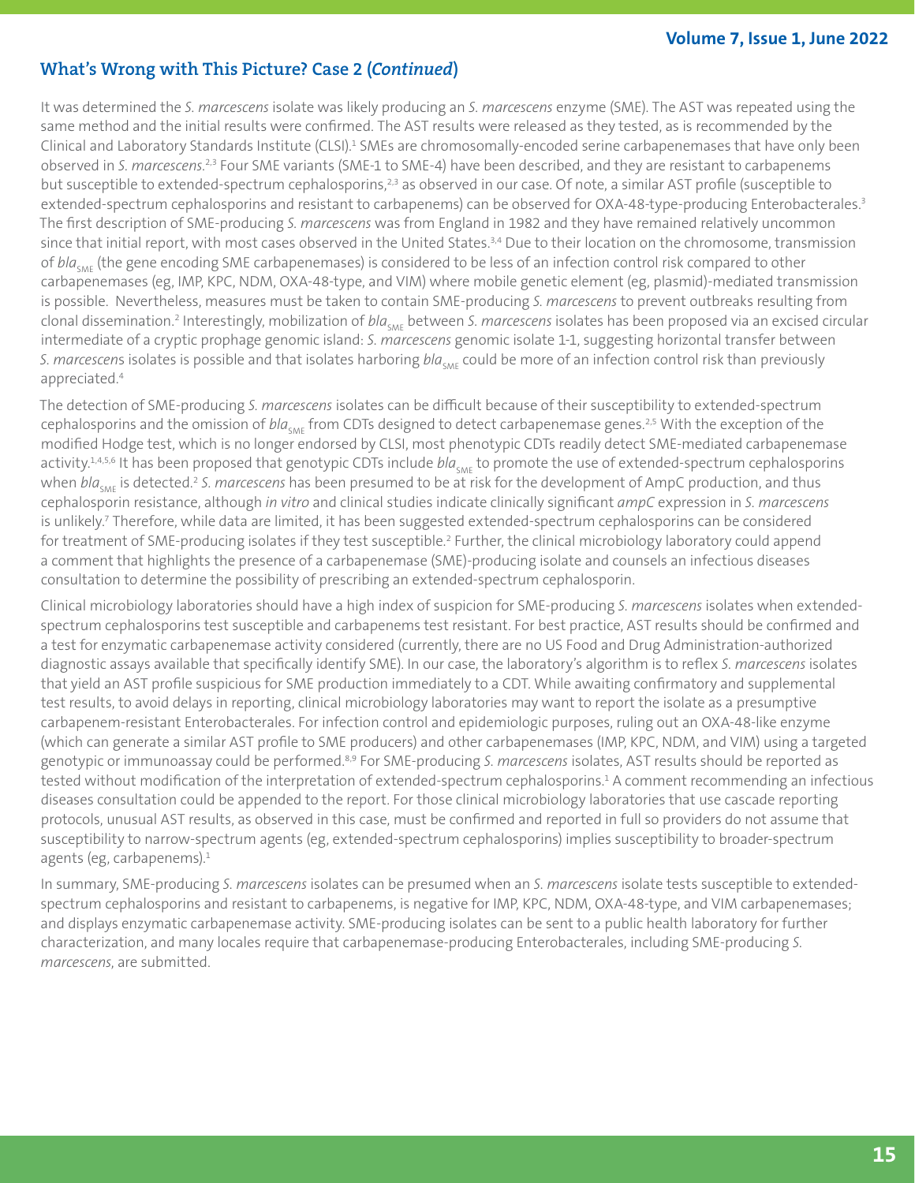## What's Wrong with This Picture? Case 2 (*Continued*)

It was determined the *S. marcescens* isolate was likely producing an *S. marcescens* enzyme (SME). The AST was repeated using the same method and the initial results were confirmed. The AST results were released as they tested, as is recommended by the Clinical and Laboratory Standards Institute (CLSI).[1] SMEs are chromosomally-encoded serine carbapenemases that have only been observed in *S. marcescens*.[2,3] Four SME variants (SME-1 to SME-4) have been described, and they are resistant to carbapenems but susceptible to extended-spectrum cephalosporins,[2,3] as observed in our case. Of note, a similar AST profile (susceptible to extended-spectrum cephalosporins and resistant to carbapenems) can be observed for OXA-48-type-producing Enterobacterales.[3] The first description of SME-producing *S. marcescens* was from England in 1982 and they have remained relatively uncommon since that initial report, with most cases observed in the United States.[3,4] Due to their location on the chromosome, transmission of $bla_{SME}$ (the gene encoding SME carbapenemases) is considered to be less of an infection control risk compared to other carbapenemases (eg, IMP, KPC, NDM, OXA-48-type, and VIM) where mobile genetic element (eg, plasmid)-mediated transmission is possible. Nevertheless, measures must be taken to contain SME-producing *S. marcescens* to prevent outbreaks resulting from clonal dissemination.[2] Interestingly, mobilization of $bla_{SME}$ between *S. marcescens* isolates has been proposed via an excised circular intermediate of a cryptic prophage genomic island: *S. marcescens* genomic isolate 1-1, suggesting horizontal transfer between *S. marcescens* isolates is possible and that isolates harboring $bla_{SME}$ could be more of an infection control risk than previously appreciated.[4]

The detection of SME-producing *S. marcescens* isolates can be difficult because of their susceptibility to extended-spectrum cephalosporins and the omission of $bla_{SME}$ from CDTs designed to detect carbapenemase genes.[2,5] With the exception of the modified Hodge test, which is no longer endorsed by CLSI, most phenotypic CDTs readily detect SME-mediated carbapenemase activity.[1,4,5,6] It has been proposed that genotypic CDTs include $bla_{SME}$ to promote the use of extended-spectrum cephalosporins when $bla_{SME}$ is detected.[2] *S. marcescens* has been presumed to be at risk for the development of AmpC production, and thus cephalosporin resistance, although *in vitro* and clinical studies indicate clinically significant *ampC* expression in *S. marcescens* is unlikely.[7] Therefore, while data are limited, it has been suggested extended-spectrum cephalosporins can be considered for treatment of SME-producing isolates if they test susceptible.[2] Further, the clinical microbiology laboratory could append a comment that highlights the presence of a carbapenemase (SME)-producing isolate and counsels an infectious diseases consultation to determine the possibility of prescribing an extended-spectrum cephalosporin.

Clinical microbiology laboratories should have a high index of suspicion for SME-producing *S. marcescens* isolates when extended-spectrum cephalosporins test susceptible and carbapenems test resistant. For best practice, AST results should be confirmed and a test for enzymatic carbapenemase activity considered (currently, there are no US Food and Drug Administration-authorized diagnostic assays available that specifically identify SME). In our case, the laboratory's algorithm is to reflex *S. marcescens* isolates that yield an AST profile suspicious for SME production immediately to a CDT. While awaiting confirmatory and supplemental test results, to avoid delays in reporting, clinical microbiology laboratories may want to report the isolate as a presumptive carbapenem-resistant Enterobacterales. For infection control and epidemiologic purposes, ruling out an OXA-48-like enzyme (which can generate a similar AST profile to SME producers) and other carbapenemases (IMP, KPC, NDM, and VIM) using a targeted genotypic or immunoassay could be performed.[8,9] For SME-producing *S. marcescens* isolates, AST results should be reported as tested without modification of the interpretation of extended-spectrum cephalosporins.[1] A comment recommending an infectious diseases consultation could be appended to the report. For those clinical microbiology laboratories that use cascade reporting protocols, unusual AST results, as observed in this case, must be confirmed and reported in full so providers do not assume that susceptibility to narrow-spectrum agents (eg, extended-spectrum cephalosporins) implies susceptibility to broader-spectrum agents (eg, carbapenems).[1]

In summary, SME-producing *S. marcescens* isolates can be presumed when an *S. marcescens* isolate tests susceptible to extended-spectrum cephalosporins and resistant to carbapenems, is negative for IMP, KPC, NDM, OXA-48-type, and VIM carbapenemases; and displays enzymatic carbapenemase activity. SME-producing isolates can be sent to a public health laboratory for further characterization, and many locales require that carbapenemase-producing Enterobacterales, including SME-producing *S. marcescens*, are submitted.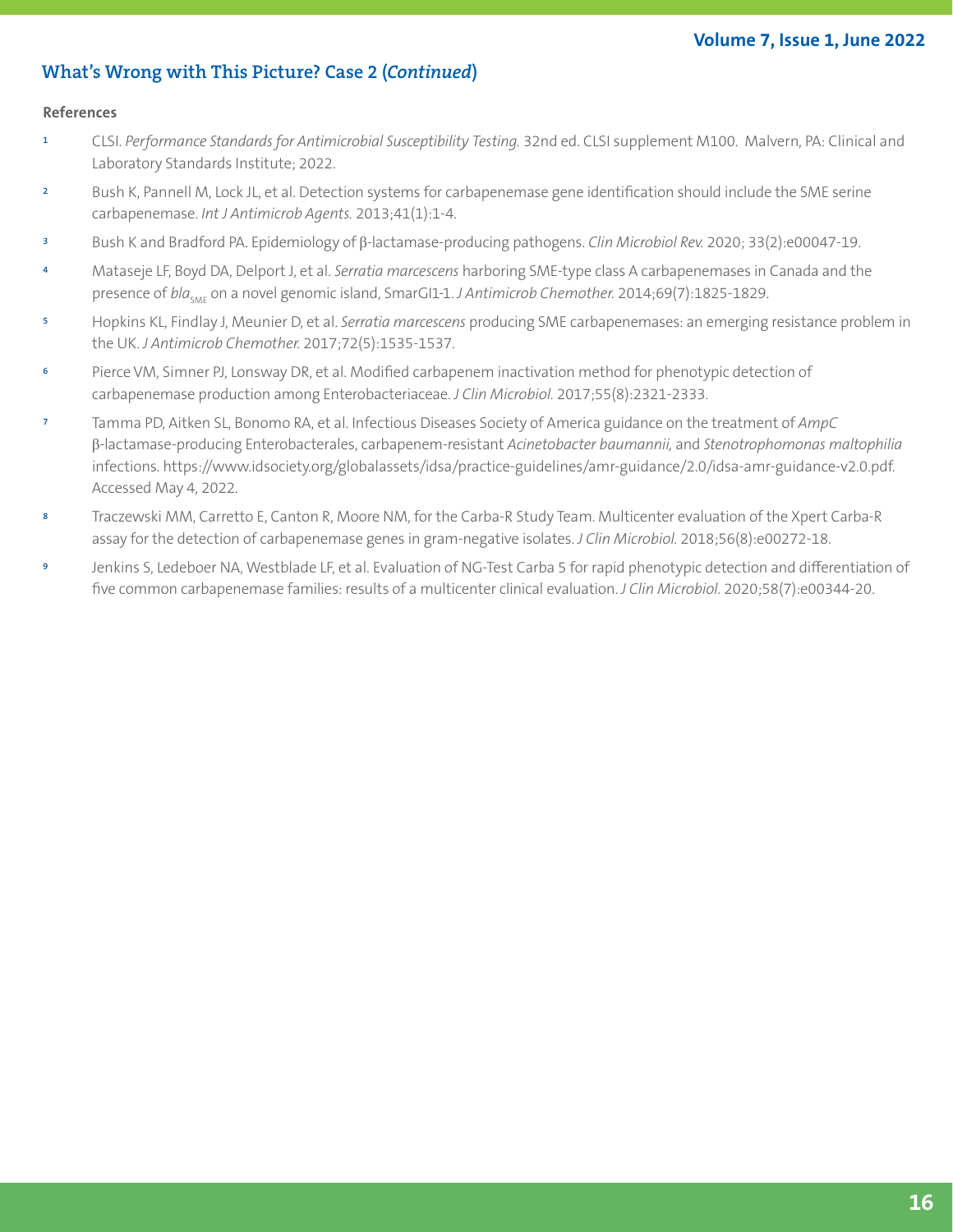## What's Wrong with This Picture? Case 2 (*Continued*)

**References**

1. CLSI. *Performance Standards for Antimicrobial Susceptibility Testing.* 32nd ed. CLSI supplement M100. Malvern, PA: Clinical and Laboratory Standards Institute; 2022.
2. Bush K, Pannell M, Lock JL, et al. Detection systems for carbapenemase gene identification should include the SME serine carbapenemase. *Int J Antimicrob Agents.* 2013;41(1):1-4.
3. Bush K and Bradford PA. Epidemiology of β-lactamase-producing pathogens. *Clin Microbiol Rev.* 2020; 33(2):e00047-19.
4. Mataseje LF, Boyd DA, Delport J, et al. *Serratia marcescens* harboring SME-type class A carbapenemases in Canada and the presence of *bla*$_{SME}$ on a novel genomic island, SmarGI1-1. *J Antimicrob Chemother.* 2014;69(7):1825-1829.
5. Hopkins KL, Findlay J, Meunier D, et al. *Serratia marcescens* producing SME carbapenemases: an emerging resistance problem in the UK. *J Antimicrob Chemother.* 2017;72(5):1535-1537.
6. Pierce VM, Simner PJ, Lonsway DR, et al. Modified carbapenem inactivation method for phenotypic detection of carbapenemase production among Enterobacteriaceae. *J Clin Microbiol.* 2017;55(8):2321-2333.
7. Tamma PD, Aitken SL, Bonomo RA, et al. Infectious Diseases Society of America guidance on the treatment of *AmpC* β-lactamase-producing Enterobacterales, carbapenem-resistant *Acinetobacter baumannii,* and *Stenotrophomonas maltophilia* infections. https://www.idsociety.org/globalassets/idsa/practice-guidelines/amr-guidance/2.0/idsa-amr-guidance-v2.0.pdf. Accessed May 4, 2022.
8. Traczewski MM, Carretto E, Canton R, Moore NM, for the Carba-R Study Team. Multicenter evaluation of the Xpert Carba-R assay for the detection of carbapenemase genes in gram-negative isolates. *J Clin Microbiol.* 2018;56(8):e00272-18.
9. Jenkins S, Ledeboer NA, Westblade LF, et al. Evaluation of NG-Test Carba 5 for rapid phenotypic detection and differentiation of five common carbapenemase families: results of a multicenter clinical evaluation. *J Clin Microbiol.* 2020;58(7):e00344-20.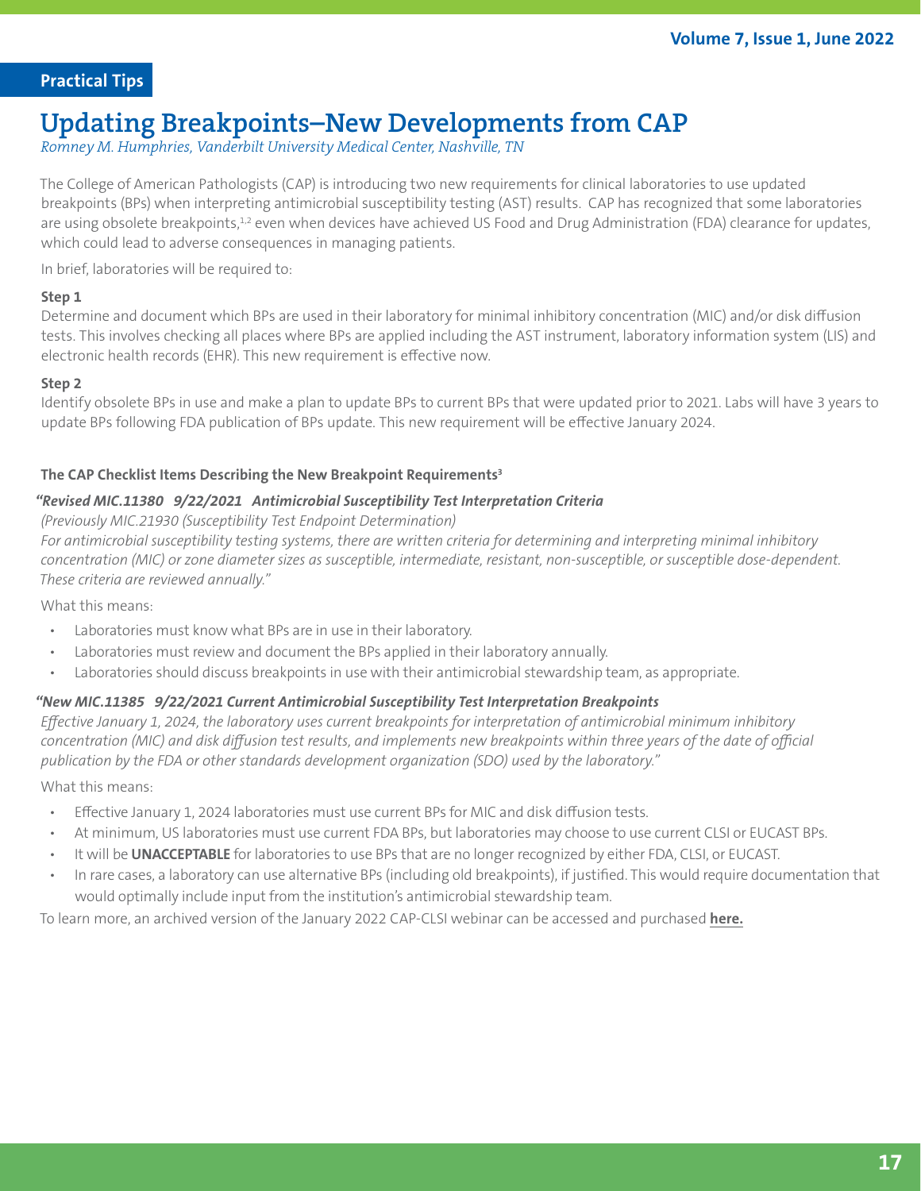**Practical Tips**

# Updating Breakpoints–New Developments from CAP

*Romney M. Humphries, Vanderbilt University Medical Center, Nashville, TN*

The College of American Pathologists (CAP) is introducing two new requirements for clinical laboratories to use updated breakpoints (BPs) when interpreting antimicrobial susceptibility testing (AST) results. CAP has recognized that some laboratories are using obsolete breakpoints,[1,2] even when devices have achieved US Food and Drug Administration (FDA) clearance for updates, which could lead to adverse consequences in managing patients.

In brief, laboratories will be required to:

**Step 1**

Determine and document which BPs are used in their laboratory for minimal inhibitory concentration (MIC) and/or disk diffusion tests. This involves checking all places where BPs are applied including the AST instrument, laboratory information system (LIS) and electronic health records (EHR). This new requirement is effective now.

**Step 2**

Identify obsolete BPs in use and make a plan to update BPs to current BPs that were updated prior to 2021. Labs will have 3 years to update BPs following FDA publication of BPs update. This new requirement will be effective January 2024.

**The CAP Checklist Items Describing the New Breakpoint Requirements[3]**

***"Revised MIC.11380 9/22/2021 Antimicrobial Susceptibility Test Interpretation Criteria***

*(Previously MIC.21930 (Susceptibility Test Endpoint Determination)*

*For antimicrobial susceptibility testing systems, there are written criteria for determining and interpreting minimal inhibitory concentration (MIC) or zone diameter sizes as susceptible, intermediate, resistant, non-susceptible, or susceptible dose-dependent. These criteria are reviewed annually."*

What this means:

- Laboratories must know what BPs are in use in their laboratory.
- Laboratories must review and document the BPs applied in their laboratory annually.
- Laboratories should discuss breakpoints in use with their antimicrobial stewardship team, as appropriate.

***"New MIC.11385 9/22/2021 Current Antimicrobial Susceptibility Test Interpretation Breakpoints***

*Effective January 1, 2024, the laboratory uses current breakpoints for interpretation of antimicrobial minimum inhibitory concentration (MIC) and disk diffusion test results, and implements new breakpoints within three years of the date of official publication by the FDA or other standards development organization (SDO) used by the laboratory."*

What this means:

- Effective January 1, 2024 laboratories must use current BPs for MIC and disk diffusion tests.
- At minimum, US laboratories must use current FDA BPs, but laboratories may choose to use current CLSI or EUCAST BPs.
- It will be **UNACCEPTABLE** for laboratories to use BPs that are no longer recognized by either FDA, CLSI, or EUCAST.
- In rare cases, a laboratory can use alternative BPs (including old breakpoints), if justified. This would require documentation that would optimally include input from the institution's antimicrobial stewardship team.

To learn more, an archived version of the January 2022 CAP-CLSI webinar can be accessed and purchased **here.**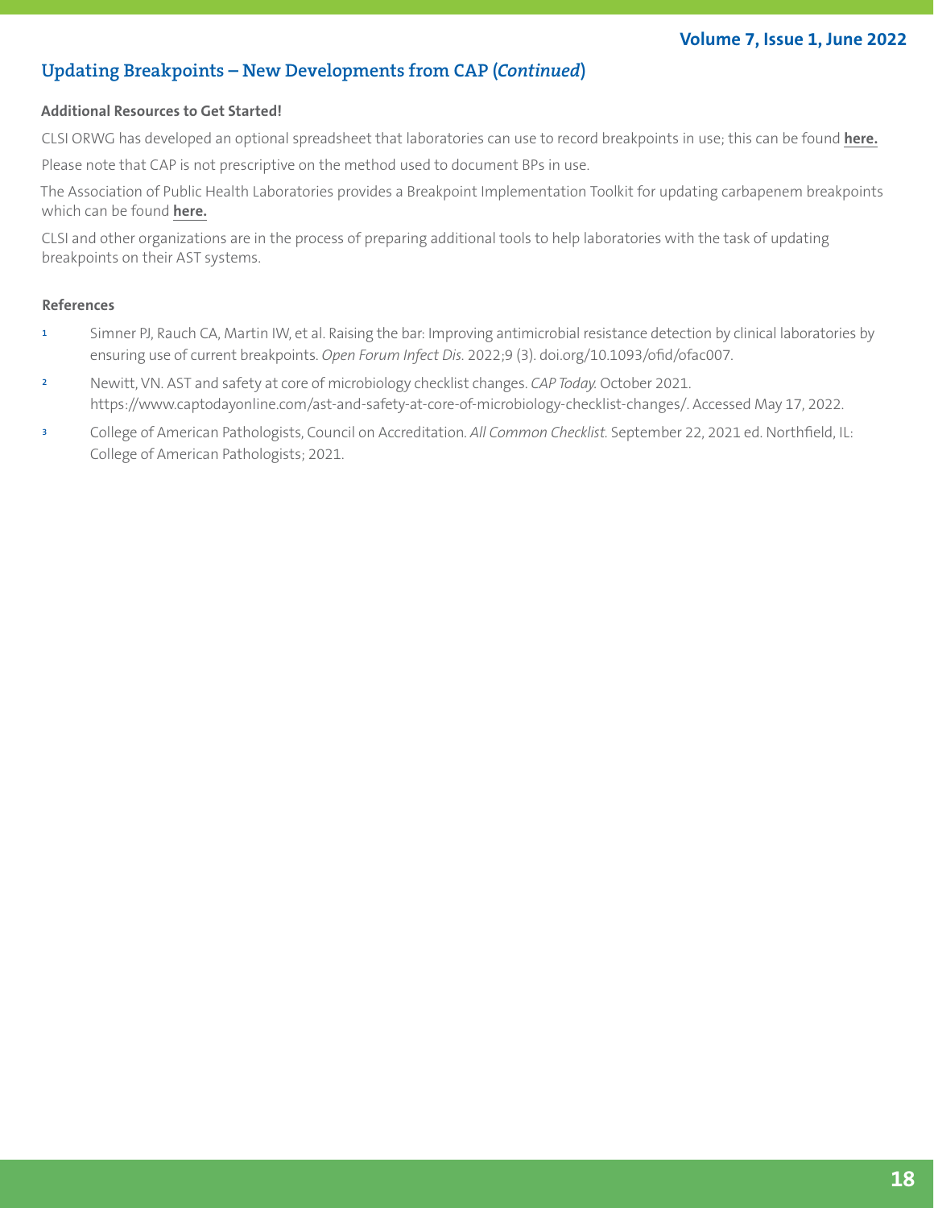## Updating Breakpoints – New Developments from CAP (*Continued*)

**Additional Resources to Get Started!**

CLSI ORWG has developed an optional spreadsheet that laboratories can use to record breakpoints in use; this can be found **here.**

Please note that CAP is not prescriptive on the method used to document BPs in use.

The Association of Public Health Laboratories provides a Breakpoint Implementation Toolkit for updating carbapenem breakpoints which can be found **here.**

CLSI and other organizations are in the process of preparing additional tools to help laboratories with the task of updating breakpoints on their AST systems.

**References**

1. Simner PJ, Rauch CA, Martin IW, et al. Raising the bar: Improving antimicrobial resistance detection by clinical laboratories by ensuring use of current breakpoints. *Open Forum Infect Dis*. 2022;9 (3). doi.org/10.1093/ofid/ofac007.
2. Newitt, VN. AST and safety at core of microbiology checklist changes. *CAP Today.* October 2021. https://www.captodayonline.com/ast-and-safety-at-core-of-microbiology-checklist-changes/. Accessed May 17, 2022.
3. College of American Pathologists, Council on Accreditation. *All Common Checklist*. September 22, 2021 ed. Northfield, IL: College of American Pathologists; 2021.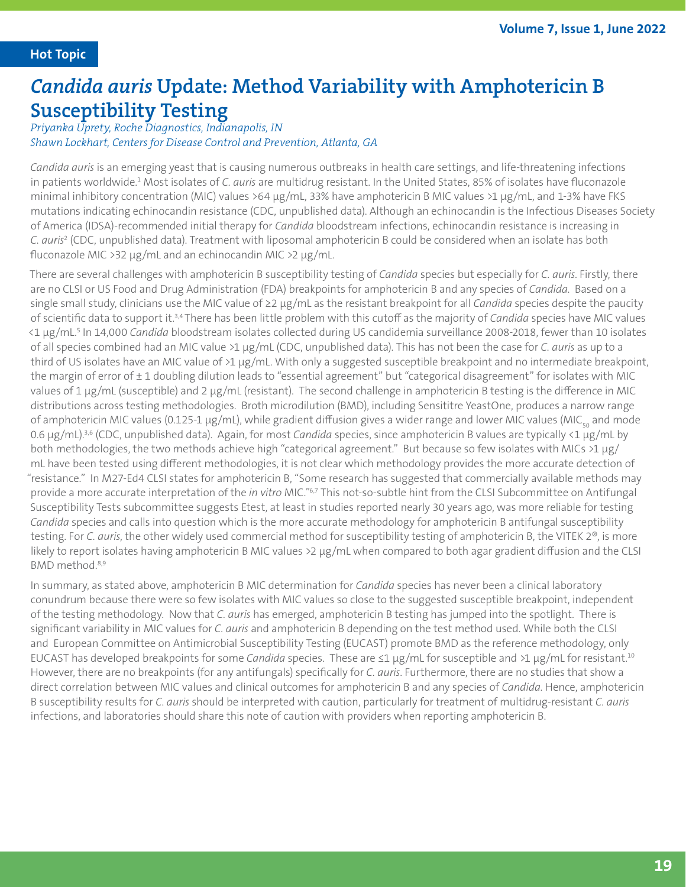**Hot Topic**

# *Candida auris* Update: Method Variability with Amphotericin B Susceptibility Testing

*Priyanka Uprety, Roche Diagnostics, Indianapolis, IN*
*Shawn Lockhart, Centers for Disease Control and Prevention, Atlanta, GA*

*Candida auris* is an emerging yeast that is causing numerous outbreaks in health care settings, and life-threatening infections in patients worldwide.[1] Most isolates of *C. auris* are multidrug resistant. In the United States, 85% of isolates have fluconazole minimal inhibitory concentration (MIC) values >64 µg/mL, 33% have amphotericin B MIC values >1 µg/mL, and 1-3% have FKS mutations indicating echinocandin resistance (CDC, unpublished data). Although an echinocandin is the Infectious Diseases Society of America (IDSA)-recommended initial therapy for *Candida* bloodstream infections, echinocandin resistance is increasing in *C. auris*[2] (CDC, unpublished data). Treatment with liposomal amphotericin B could be considered when an isolate has both fluconazole MIC >32 µg/mL and an echinocandin MIC >2 µg/mL.

There are several challenges with amphotericin B susceptibility testing of *Candida* species but especially for *C. auris*. Firstly, there are no CLSI or US Food and Drug Administration (FDA) breakpoints for amphotericin B and any species of *Candida*. Based on a single small study, clinicians use the MIC value of ≥2 µg/mL as the resistant breakpoint for all *Candida* species despite the paucity of scientific data to support it.[3,4] There has been little problem with this cutoff as the majority of *Candida* species have MIC values <1 µg/mL.[5] In 14,000 *Candida* bloodstream isolates collected during US candidemia surveillance 2008-2018, fewer than 10 isolates of all species combined had an MIC value >1 µg/mL (CDC, unpublished data). This has not been the case for *C. auris* as up to a third of US isolates have an MIC value of >1 µg/mL. With only a suggested susceptible breakpoint and no intermediate breakpoint, the margin of error of ± 1 doubling dilution leads to "essential agreement" but "categorical disagreement" for isolates with MIC values of 1 µg/mL (susceptible) and 2 µg/mL (resistant). The second challenge in amphotericin B testing is the difference in MIC distributions across testing methodologies. Broth microdilution (BMD), including Sensititre YeastOne, produces a narrow range of amphotericin MIC values (0.125-1 µg/mL), while gradient diffusion gives a wider range and lower MIC values ($MIC_{50}$ and mode 0.6 µg/mL).[3,6] (CDC, unpublished data). Again, for most *Candida* species, since amphotericin B values are typically <1 µg/mL by both methodologies, the two methods achieve high "categorical agreement." But because so few isolates with MICs >1 µg/mL have been tested using different methodologies, it is not clear which methodology provides the more accurate detection of "resistance." In M27-Ed4 CLSI states for amphotericin B, "Some research has suggested that commercially available methods may provide a more accurate interpretation of the *in vitro* MIC."[6,7] This not-so-subtle hint from the CLSI Subcommittee on Antifungal Susceptibility Tests subcommittee suggests Etest, at least in studies reported nearly 30 years ago, was more reliable for testing *Candida* species and calls into question which is the more accurate methodology for amphotericin B antifungal susceptibility testing. For *C. auris*, the other widely used commercial method for susceptibility testing of amphotericin B, the VITEK 2®, is more likely to report isolates having amphotericin B MIC values >2 µg/mL when compared to both agar gradient diffusion and the CLSI BMD method.[8,9]

In summary, as stated above, amphotericin B MIC determination for *Candida* species has never been a clinical laboratory conundrum because there were so few isolates with MIC values so close to the suggested susceptible breakpoint, independent of the testing methodology. Now that *C. auris* has emerged, amphotericin B testing has jumped into the spotlight. There is significant variability in MIC values for *C. auris* and amphotericin B depending on the test method used. While both the CLSI and European Committee on Antimicrobial Susceptibility Testing (EUCAST) promote BMD as the reference methodology, only EUCAST has developed breakpoints for some *Candida* species. These are ≤1 µg/mL for susceptible and >1 µg/mL for resistant.[10] However, there are no breakpoints (for any antifungals) specifically for *C. auris*. Furthermore, there are no studies that show a direct correlation between MIC values and clinical outcomes for amphotericin B and any species of *Candida*. Hence, amphotericin B susceptibility results for *C. auris* should be interpreted with caution, particularly for treatment of multidrug-resistant *C. auris* infections, and laboratories should share this note of caution with providers when reporting amphotericin B.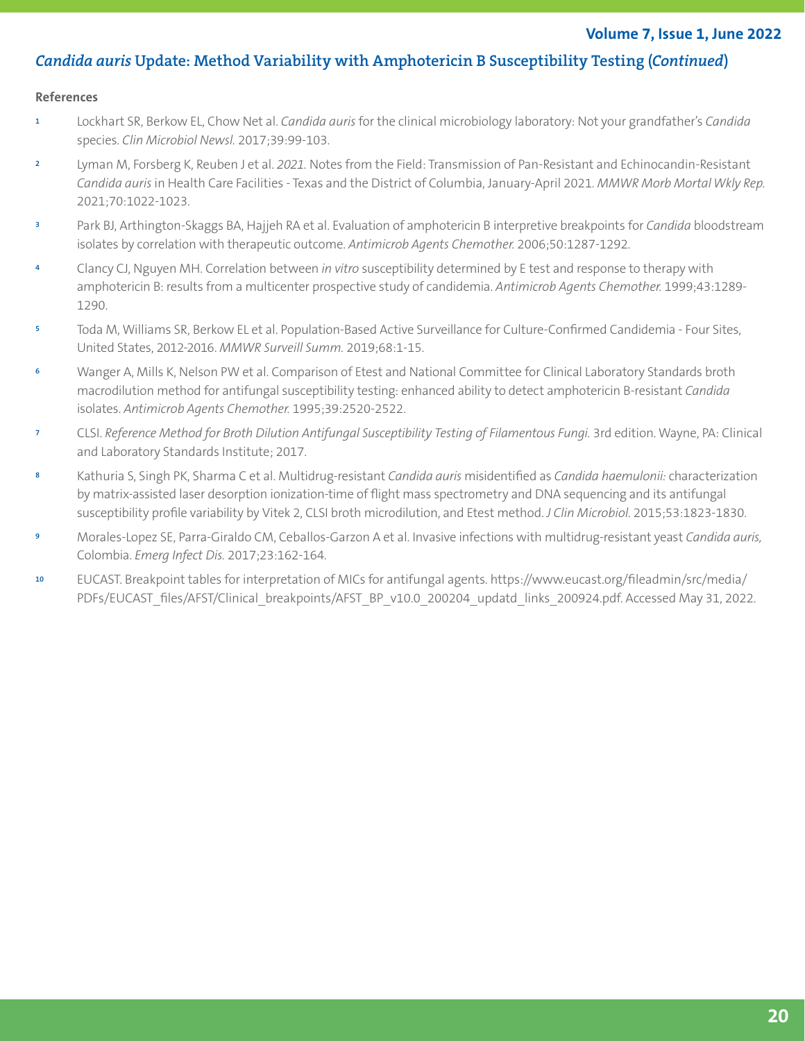## *Candida auris* Update: Method Variability with Amphotericin B Susceptibility Testing (*Continued*)

**References**

1. Lockhart SR, Berkow EL, Chow Net al. *Candida auris* for the clinical microbiology laboratory: Not your grandfather's *Candida* species. *Clin Microbiol Newsl.* 2017;39:99-103.
2. Lyman M, Forsberg K, Reuben J et al. *2021.* Notes from the Field: Transmission of Pan-Resistant and Echinocandin-Resistant *Candida auris* in Health Care Facilities - Texas and the District of Columbia, January-April 2021. *MMWR Morb Mortal Wkly Rep.* 2021;70:1022-1023.
3. Park BJ, Arthington-Skaggs BA, Hajjeh RA et al. Evaluation of amphotericin B interpretive breakpoints for *Candida* bloodstream isolates by correlation with therapeutic outcome. *Antimicrob Agents Chemother.* 2006;50:1287-1292.
4. Clancy CJ, Nguyen MH. Correlation between *in vitro* susceptibility determined by E test and response to therapy with amphotericin B: results from a multicenter prospective study of candidemia. *Antimicrob Agents Chemother.* 1999;43:1289-1290.
5. Toda M, Williams SR, Berkow EL et al. Population-Based Active Surveillance for Culture-Confirmed Candidemia - Four Sites, United States, 2012-2016. *MMWR Surveill Summ.* 2019;68:1-15.
6. Wanger A, Mills K, Nelson PW et al. Comparison of Etest and National Committee for Clinical Laboratory Standards broth macrodilution method for antifungal susceptibility testing: enhanced ability to detect amphotericin B-resistant *Candida* isolates. *Antimicrob Agents Chemother.* 1995;39:2520-2522.
7. CLSI. *Reference Method for Broth Dilution Antifungal Susceptibility Testing of Filamentous Fungi.* 3rd edition. Wayne, PA: Clinical and Laboratory Standards Institute; 2017.
8. Kathuria S, Singh PK, Sharma C et al. Multidrug-resistant *Candida auris* misidentified as *Candida haemulonii:* characterization by matrix-assisted laser desorption ionization-time of flight mass spectrometry and DNA sequencing and its antifungal susceptibility profile variability by Vitek 2, CLSI broth microdilution, and Etest method. *J Clin Microbiol.* 2015;53:1823-1830.
9. Morales-Lopez SE, Parra-Giraldo CM, Ceballos-Garzon A et al. Invasive infections with multidrug-resistant yeast *Candida auris,* Colombia. *Emerg Infect Dis.* 2017;23:162-164.
10. EUCAST. Breakpoint tables for interpretation of MICs for antifungal agents. https://www.eucast.org/fileadmin/src/media/PDFs/EUCAST_files/AFST/Clinical_breakpoints/AFST_BP_v10.0_200204_updatd_links_200924.pdf. Accessed May 31, 2022.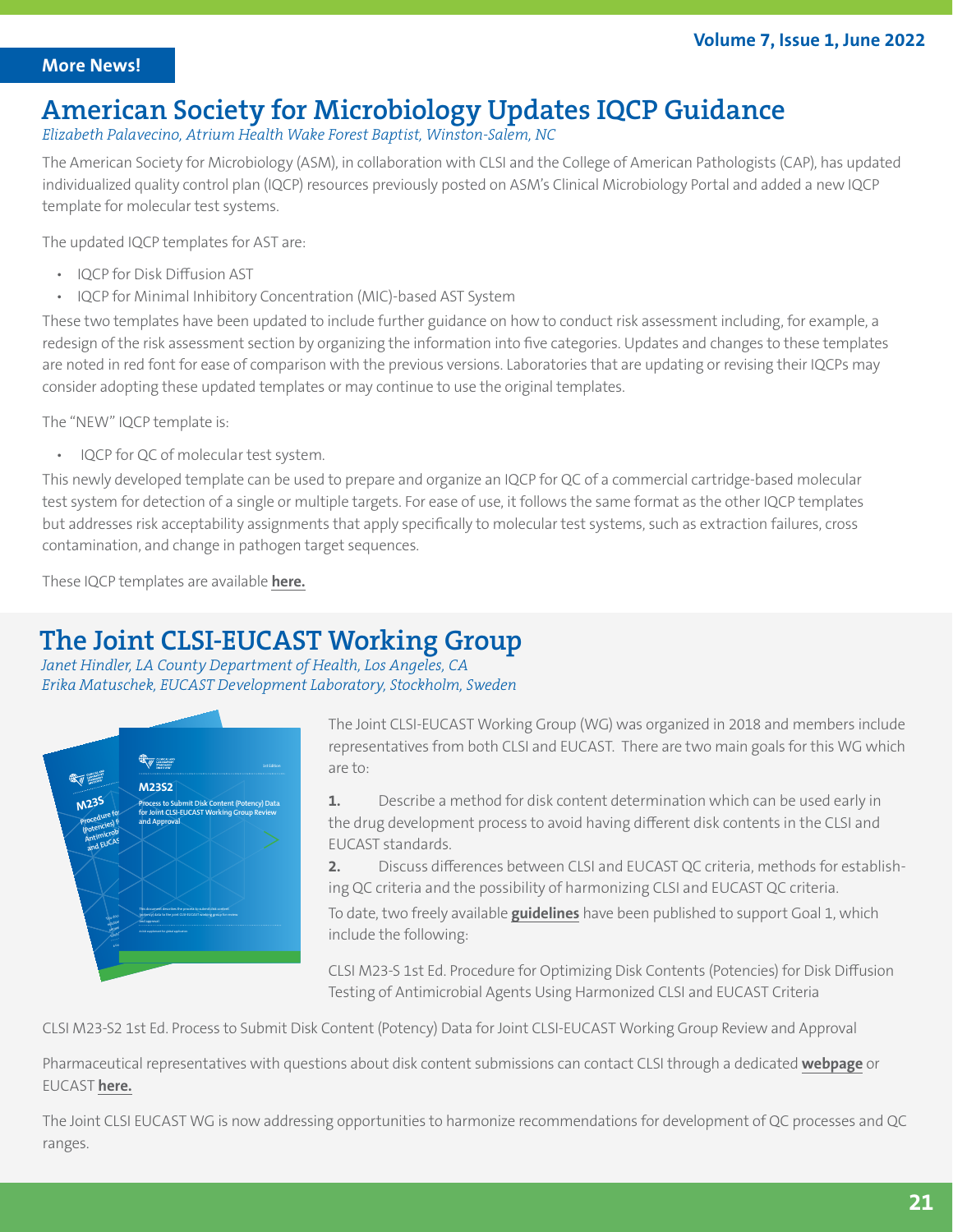More News!

# American Society for Microbiology Updates IQCP Guidance

*Elizabeth Palavecino, Atrium Health Wake Forest Baptist, Winston-Salem, NC*

The American Society for Microbiology (ASM), in collaboration with CLSI and the College of American Pathologists (CAP), has updated individualized quality control plan (IQCP) resources previously posted on ASM's Clinical Microbiology Portal and added a new IQCP template for molecular test systems.

The updated IQCP templates for AST are:

- IQCP for Disk Diffusion AST
- IQCP for Minimal Inhibitory Concentration (MIC)-based AST System

These two templates have been updated to include further guidance on how to conduct risk assessment including, for example, a redesign of the risk assessment section by organizing the information into five categories. Updates and changes to these templates are noted in red font for ease of comparison with the previous versions. Laboratories that are updating or revising their IQCPs may consider adopting these updated templates or may continue to use the original templates.

The "NEW" IQCP template is:

- IQCP for QC of molecular test system.

This newly developed template can be used to prepare and organize an IQCP for QC of a commercial cartridge-based molecular test system for detection of a single or multiple targets. For ease of use, it follows the same format as the other IQCP templates but addresses risk acceptability assignments that apply specifically to molecular test systems, such as extraction failures, cross contamination, and change in pathogen target sequences.

These IQCP templates are available **here.**

# The Joint CLSI-EUCAST Working Group

*Janet Hindler, LA County Department of Health, Los Angeles, CA*
*Erika Matuschek, EUCAST Development Laboratory, Stockholm, Sweden*

The Joint CLSI-EUCAST Working Group (WG) was organized in 2018 and members include representatives from both CLSI and EUCAST. There are two main goals for this WG which are to:

1. Describe a method for disk content determination which can be used early in the drug development process to avoid having different disk contents in the CLSI and EUCAST standards.
2. Discuss differences between CLSI and EUCAST QC criteria, methods for establishing QC criteria and the possibility of harmonizing CLSI and EUCAST QC criteria.

To date, two freely available **guidelines** have been published to support Goal 1, which include the following:

CLSI M23-S 1st Ed. Procedure for Optimizing Disk Contents (Potencies) for Disk Diffusion Testing of Antimicrobial Agents Using Harmonized CLSI and EUCAST Criteria

CLSI M23-S2 1st Ed. Process to Submit Disk Content (Potency) Data for Joint CLSI-EUCAST Working Group Review and Approval

Pharmaceutical representatives with questions about disk content submissions can contact CLSI through a dedicated **webpage** or EUCAST **here.**

The Joint CLSI EUCAST WG is now addressing opportunities to harmonize recommendations for development of QC processes and QC ranges.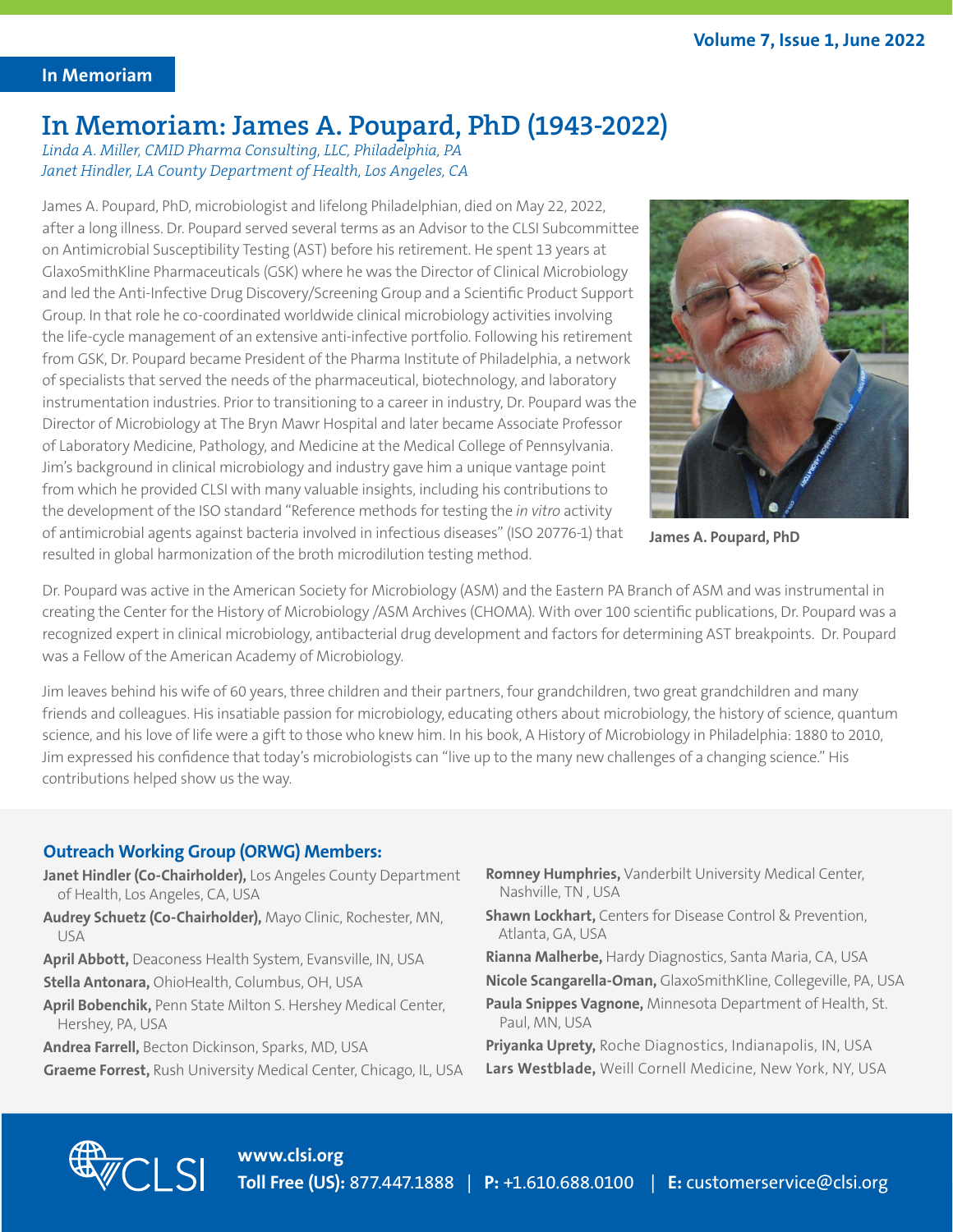In Memoriam

# In Memoriam: James A. Poupard, PhD (1943-2022)

*Linda A. Miller, CMID Pharma Consulting, LLC, Philadelphia, PA*
*Janet Hindler, LA County Department of Health, Los Angeles, CA*

James A. Poupard, PhD, microbiologist and lifelong Philadelphian, died on May 22, 2022, after a long illness. Dr. Poupard served several terms as an Advisor to the CLSI Subcommittee on Antimicrobial Susceptibility Testing (AST) before his retirement. He spent 13 years at GlaxoSmithKline Pharmaceuticals (GSK) where he was the Director of Clinical Microbiology and led the Anti-Infective Drug Discovery/Screening Group and a Scientific Product Support Group. In that role he co-coordinated worldwide clinical microbiology activities involving the life-cycle management of an extensive anti-infective portfolio. Following his retirement from GSK, Dr. Poupard became President of the Pharma Institute of Philadelphia, a network of specialists that served the needs of the pharmaceutical, biotechnology, and laboratory instrumentation industries. Prior to transitioning to a career in industry, Dr. Poupard was the Director of Microbiology at The Bryn Mawr Hospital and later became Associate Professor of Laboratory Medicine, Pathology, and Medicine at the Medical College of Pennsylvania. Jim's background in clinical microbiology and industry gave him a unique vantage point from which he provided CLSI with many valuable insights, including his contributions to the development of the ISO standard "Reference methods for testing the *in vitro* activity of antimicrobial agents against bacteria involved in infectious diseases" (ISO 20776-1) that resulted in global harmonization of the broth microdilution testing method.

**James A. Poupard, PhD**

Dr. Poupard was active in the American Society for Microbiology (ASM) and the Eastern PA Branch of ASM and was instrumental in creating the Center for the History of Microbiology /ASM Archives (CHOMA). With over 100 scientific publications, Dr. Poupard was a recognized expert in clinical microbiology, antibacterial drug development and factors for determining AST breakpoints. Dr. Poupard was a Fellow of the American Academy of Microbiology.

Jim leaves behind his wife of 60 years, three children and their partners, four grandchildren, two great grandchildren and many friends and colleagues. His insatiable passion for microbiology, educating others about microbiology, the history of science, quantum science, and his love of life were a gift to those who knew him. In his book, A History of Microbiology in Philadelphia: 1880 to 2010, Jim expressed his confidence that today's microbiologists can "live up to the many new challenges of a changing science." His contributions helped show us the way.

### Outreach Working Group (ORWG) Members:

**Janet Hindler (Co-Chairholder),** Los Angeles County Department of Health, Los Angeles, CA, USA
**Audrey Schuetz (Co-Chairholder),** Mayo Clinic, Rochester, MN, USA
**April Abbott,** Deaconess Health System, Evansville, IN, USA
**Stella Antonara,** OhioHealth, Columbus, OH, USA
**April Bobenchik,** Penn State Milton S. Hershey Medical Center, Hershey, PA, USA
**Andrea Farrell,** Becton Dickinson, Sparks, MD, USA
**Graeme Forrest,** Rush University Medical Center, Chicago, IL, USA
**Romney Humphries,** Vanderbilt University Medical Center, Nashville, TN , USA
**Shawn Lockhart,** Centers for Disease Control & Prevention, Atlanta, GA, USA
**Rianna Malherbe,** Hardy Diagnostics, Santa Maria, CA, USA
**Nicole Scangarella-Oman,** GlaxoSmithKline, Collegeville, PA, USA
**Paula Snippes Vagnone,** Minnesota Department of Health, St. Paul, MN, USA
**Priyanka Uprety,** Roche Diagnostics, Indianapolis, IN, USA
**Lars Westblade,** Weill Cornell Medicine, New York, NY, USA

CLSI
**www.clsi.org**
**Toll Free (US):** 877.447.1888 | **P:** +1.610.688.0100 | **E:** customerservice@clsi.org